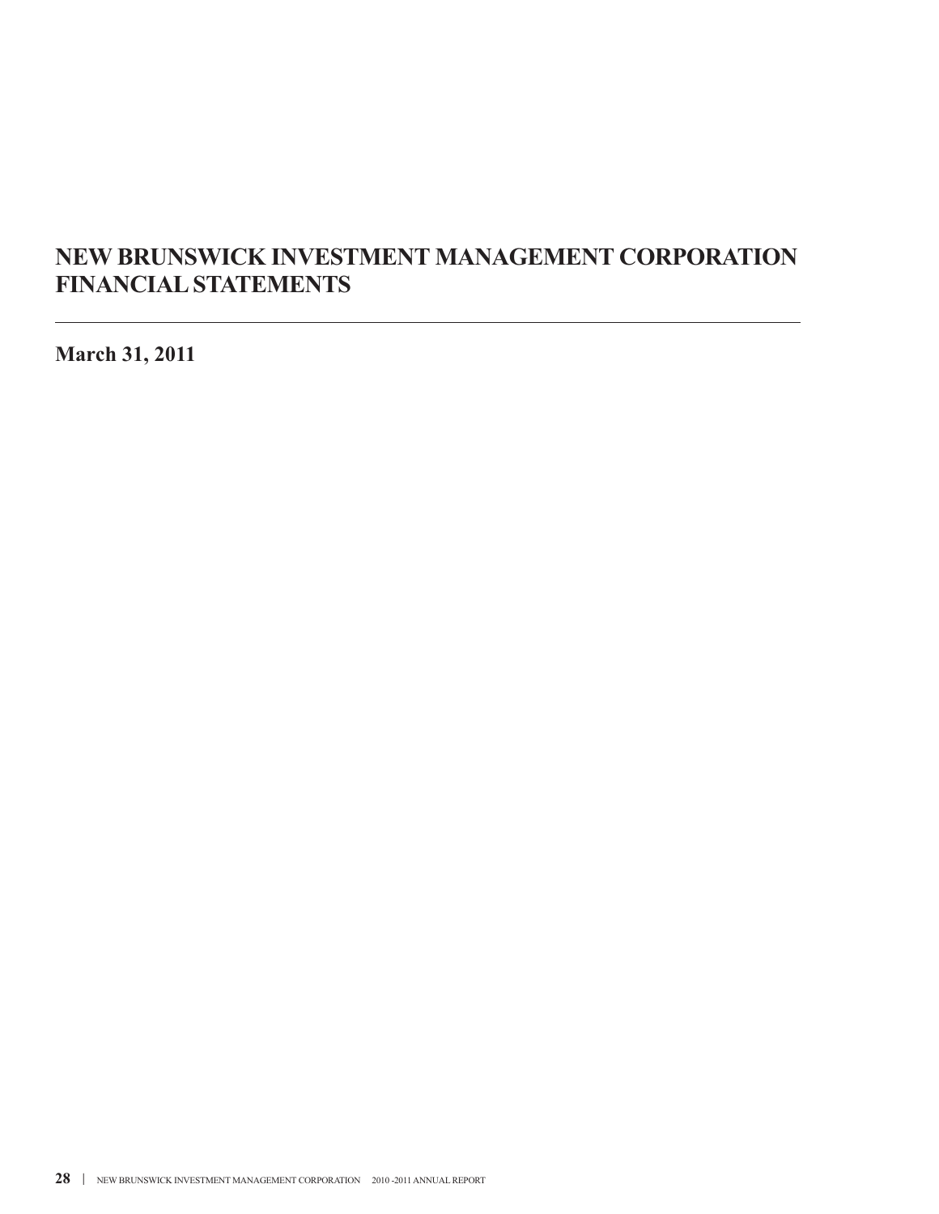# NEW BRUNSWICK INVESTMENT MANAGEMENT CORPORATION FINANCIAL STATEMENTS

---

**March 31, 2011**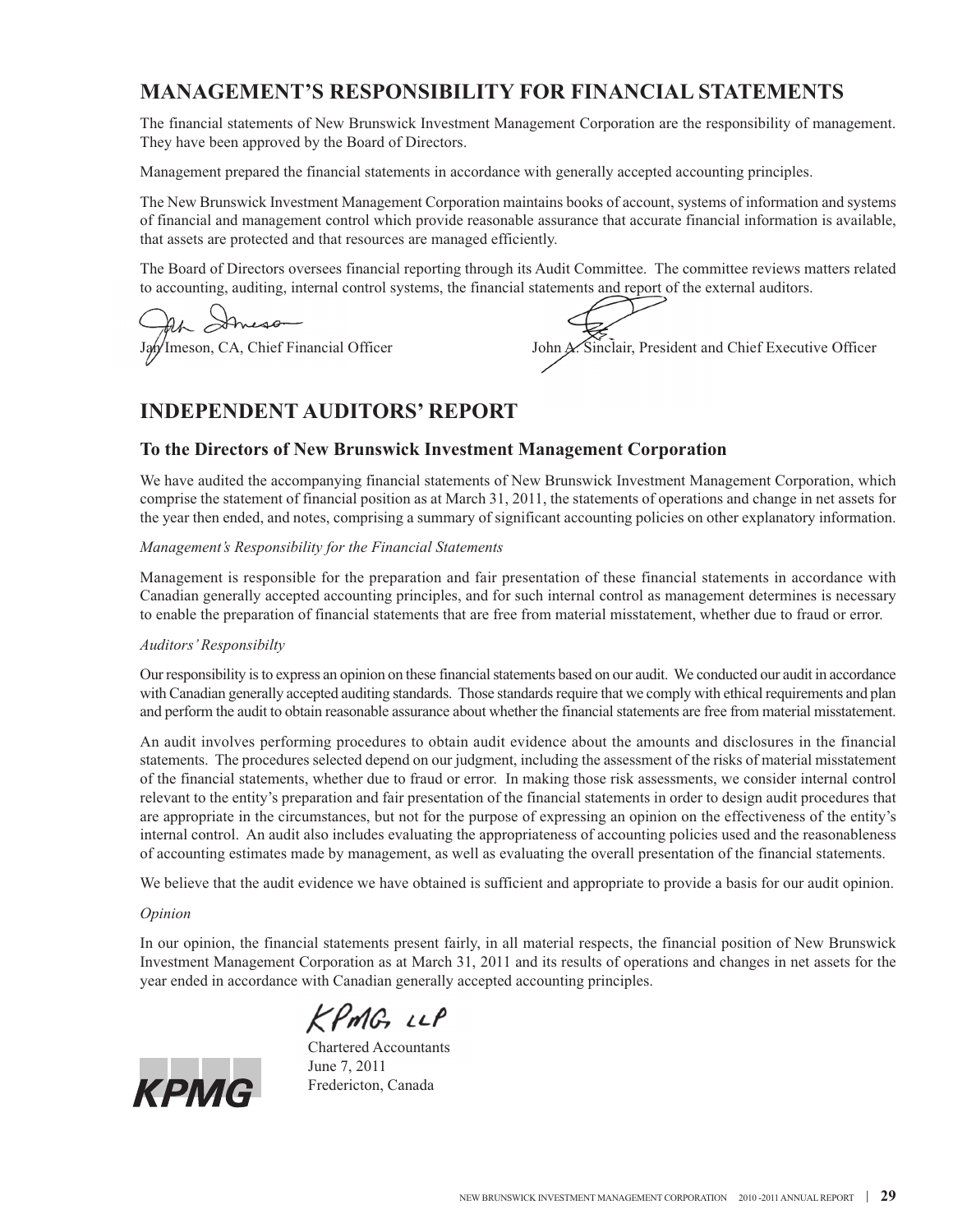## MANAGEMENT'S RESPONSIBILITY FOR FINANCIAL STATEMENTS

The financial statements of New Brunswick Investment Management Corporation are the responsibility of management. They have been approved by the Board of Directors.

Management prepared the financial statements in accordance with generally accepted accounting principles.

The New Brunswick Investment Management Corporation maintains books of account, systems of information and systems of financial and management control which provide reasonable assurance that accurate financial information is available, that assets are protected and that resources are managed efficiently.

The Board of Directors oversees financial reporting through its Audit Committee. The committee reviews matters related to accounting, auditing, internal control systems, the financial statements and report of the external auditors.

Jan Imeson, CA, Chief Financial Officer

John A. Sinclair, President and Chief Executive Officer

## INDEPENDENT AUDITORS' REPORT

### To the Directors of New Brunswick Investment Management Corporation

We have audited the accompanying financial statements of New Brunswick Investment Management Corporation, which comprise the statement of financial position as at March 31, 2011, the statements of operations and change in net assets for the year then ended, and notes, comprising a summary of significant accounting policies on other explanatory information.

*Management's Responsibility for the Financial Statements*

Management is responsible for the preparation and fair presentation of these financial statements in accordance with Canadian generally accepted accounting principles, and for such internal control as management determines is necessary to enable the preparation of financial statements that are free from material misstatement, whether due to fraud or error.

*Auditors' Responsibilty*

Our responsibility is to express an opinion on these financial statements based on our audit. We conducted our audit in accordance with Canadian generally accepted auditing standards. Those standards require that we comply with ethical requirements and plan and perform the audit to obtain reasonable assurance about whether the financial statements are free from material misstatement.

An audit involves performing procedures to obtain audit evidence about the amounts and disclosures in the financial statements. The procedures selected depend on our judgment, including the assessment of the risks of material misstatement of the financial statements, whether due to fraud or error. In making those risk assessments, we consider internal control relevant to the entity's preparation and fair presentation of the financial statements in order to design audit procedures that are appropriate in the circumstances, but not for the purpose of expressing an opinion on the effectiveness of the entity's internal control. An audit also includes evaluating the appropriateness of accounting policies used and the reasonableness of accounting estimates made by management, as well as evaluating the overall presentation of the financial statements.

We believe that the audit evidence we have obtained is sufficient and appropriate to provide a basis for our audit opinion.

*Opinion*

In our opinion, the financial statements present fairly, in all material respects, the financial position of New Brunswick Investment Management Corporation as at March 31, 2011 and its results of operations and changes in net assets for the year ended in accordance with Canadian generally accepted accounting principles.

KPMG LLP

Chartered Accountants
June 7, 2011
Fredericton, Canada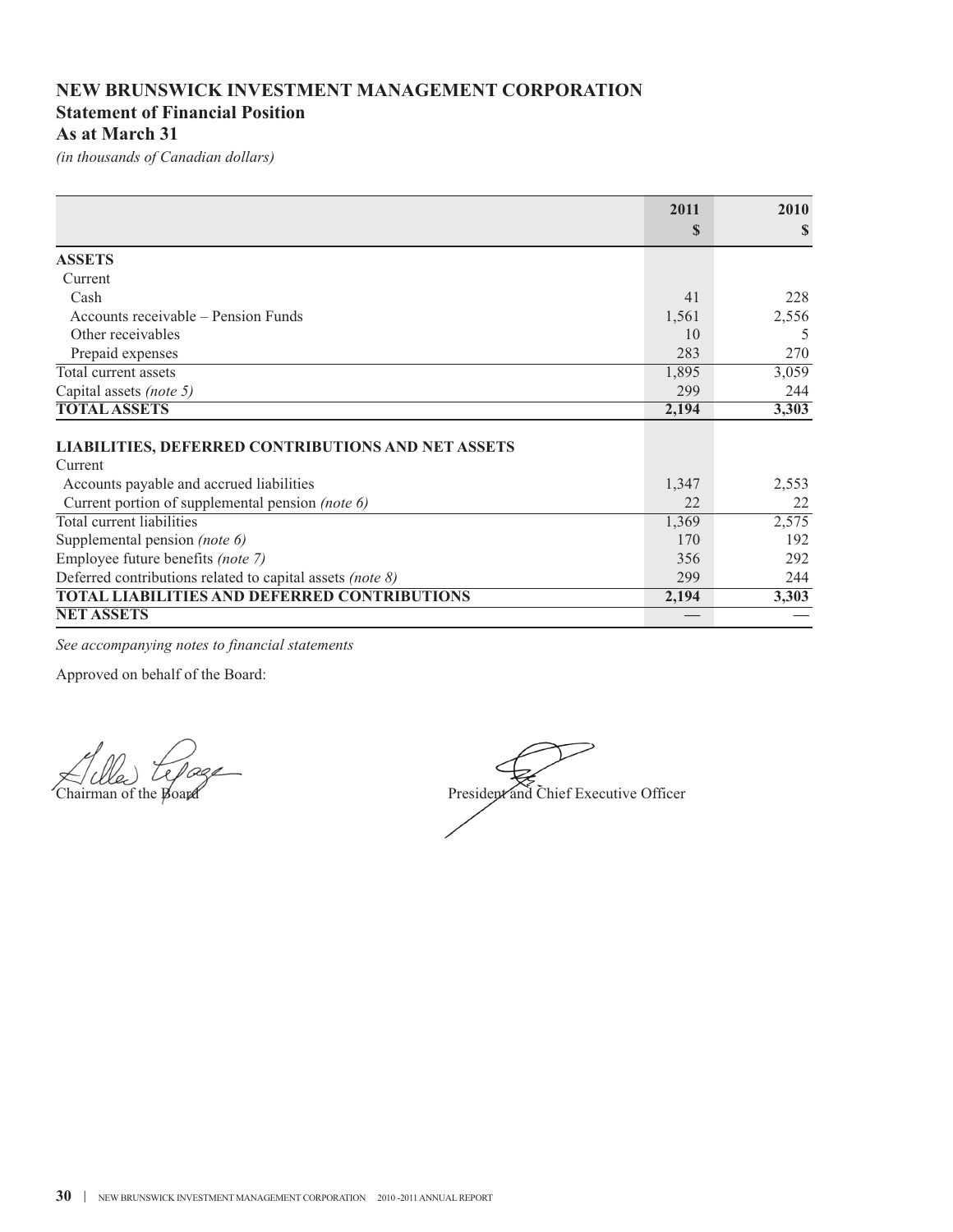# NEW BRUNSWICK INVESTMENT MANAGEMENT CORPORATION
## Statement of Financial Position
## As at March 31

*(in thousands of Canadian dollars)*

| | 2011<br>$ | 2010<br>$ |
|---|---|---|
| **ASSETS** | | |
| Current | | |
| Cash | 41 | 228 |
| Accounts receivable – Pension Funds | 1,561 | 2,556 |
| Other receivables | 10 | 5 |
| Prepaid expenses | 283 | 270 |
| Total current assets | 1,895 | 3,059 |
| Capital assets *(note 5)* | 299 | 244 |
| **TOTAL ASSETS** | **2,194** | **3,303** |
| **LIABILITIES, DEFERRED CONTRIBUTIONS AND NET ASSETS** | | |
| Current | | |
| Accounts payable and accrued liabilities | 1,347 | 2,553 |
| Current portion of supplemental pension *(note 6)* | 22 | 22 |
| Total current liabilities | 1,369 | 2,575 |
| Supplemental pension *(note 6)* | 170 | 192 |
| Employee future benefits *(note 7)* | 356 | 292 |
| Deferred contributions related to capital assets *(note 8)* | 299 | 244 |
| **TOTAL LIABILITIES AND DEFERRED CONTRIBUTIONS** | **2,194** | **3,303** |
| **NET ASSETS** | — | — |

*See accompanying notes to financial statements*

Approved on behalf of the Board:

Chairman of the Board

President and Chief Executive Officer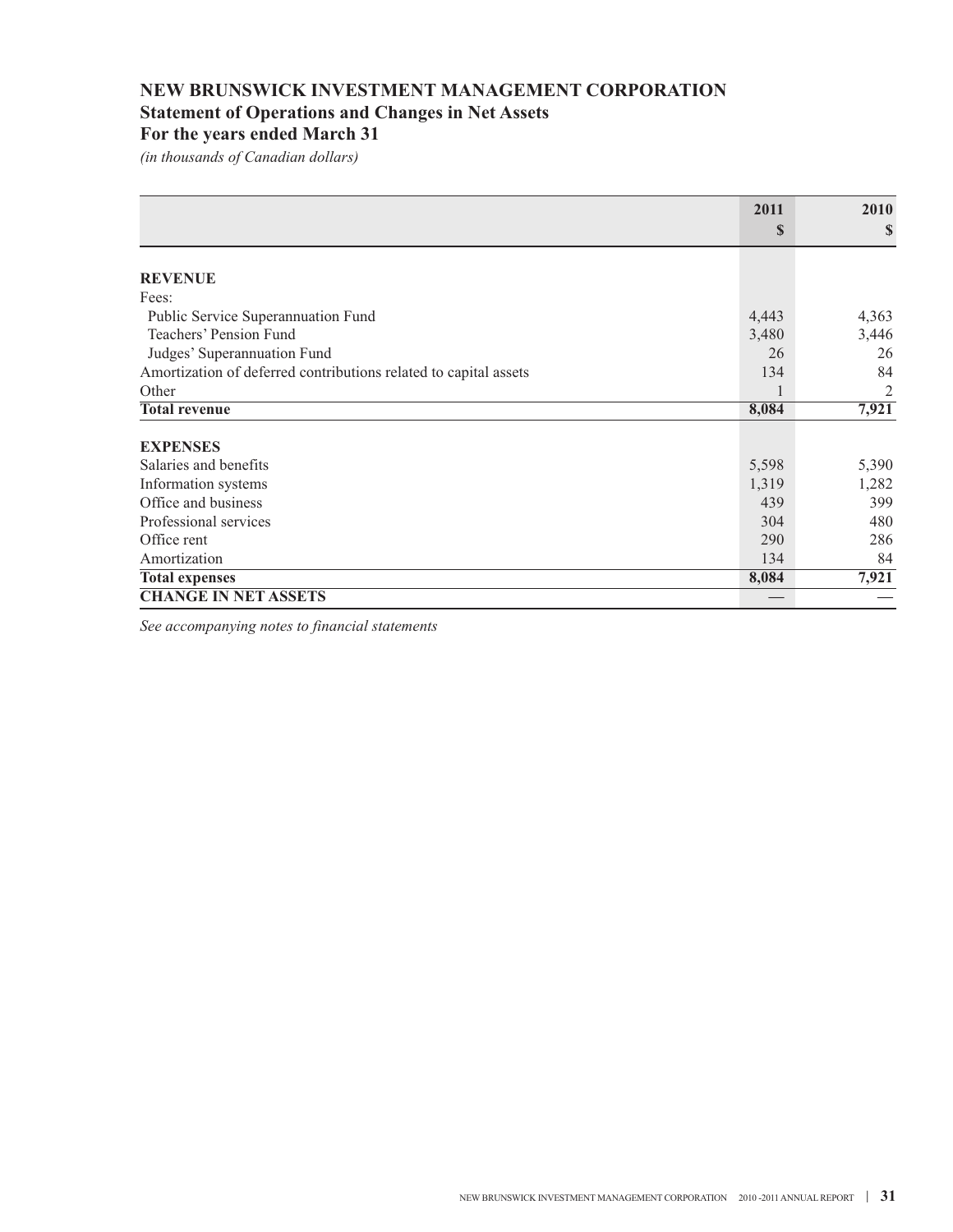# NEW BRUNSWICK INVESTMENT MANAGEMENT CORPORATION
## Statement of Operations and Changes in Net Assets
## For the years ended March 31

*(in thousands of Canadian dollars)*

| | 2011<br>$ | 2010<br>$ |
|---|---|---|
| **REVENUE** | | |
| Fees: | | |
| Public Service Superannuation Fund | 4,443 | 4,363 |
| Teachers' Pension Fund | 3,480 | 3,446 |
| Judges' Superannuation Fund | 26 | 26 |
| Amortization of deferred contributions related to capital assets | 134 | 84 |
| Other | 1 | 2 |
| **Total revenue** | **8,084** | **7,921** |
| **EXPENSES** | | |
| Salaries and benefits | 5,598 | 5,390 |
| Information systems | 1,319 | 1,282 |
| Office and business | 439 | 399 |
| Professional services | 304 | 480 |
| Office rent | 290 | 286 |
| Amortization | 134 | 84 |
| **Total expenses** | **8,084** | **7,921** |
| **CHANGE IN NET ASSETS** | — | — |

*See accompanying notes to financial statements*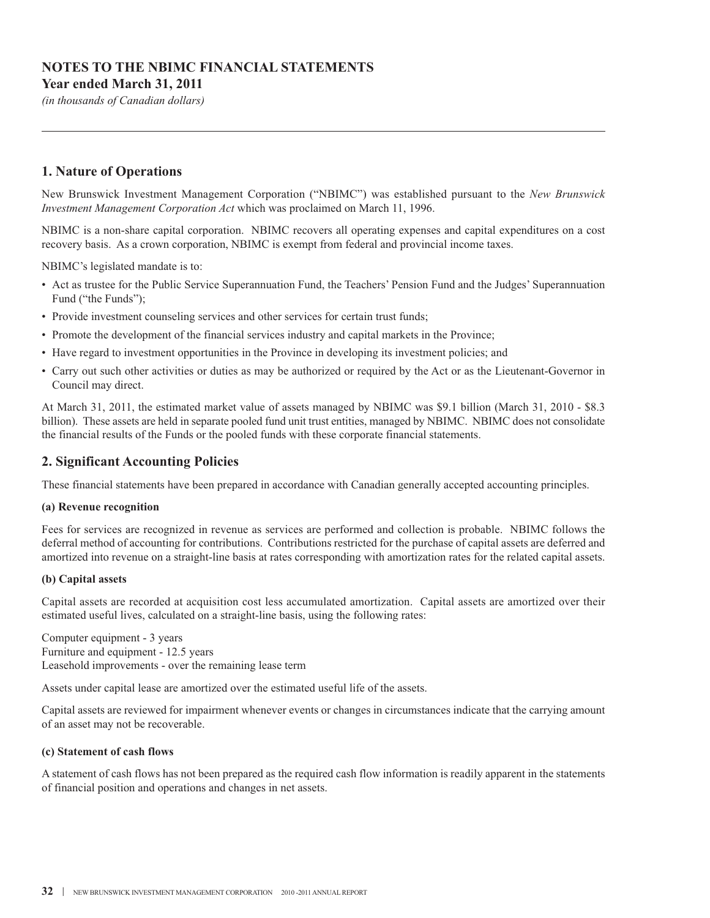# NOTES TO THE NBIMC FINANCIAL STATEMENTS

**Year ended March 31, 2011**

*(in thousands of Canadian dollars)*

## 1. Nature of Operations

New Brunswick Investment Management Corporation ("NBIMC") was established pursuant to the *New Brunswick Investment Management Corporation Act* which was proclaimed on March 11, 1996.

NBIMC is a non-share capital corporation. NBIMC recovers all operating expenses and capital expenditures on a cost recovery basis. As a crown corporation, NBIMC is exempt from federal and provincial income taxes.

NBIMC's legislated mandate is to:

- Act as trustee for the Public Service Superannuation Fund, the Teachers' Pension Fund and the Judges' Superannuation Fund ("the Funds");
- Provide investment counseling services and other services for certain trust funds;
- Promote the development of the financial services industry and capital markets in the Province;
- Have regard to investment opportunities in the Province in developing its investment policies; and
- Carry out such other activities or duties as may be authorized or required by the Act or as the Lieutenant-Governor in Council may direct.

At March 31, 2011, the estimated market value of assets managed by NBIMC was $9.1 billion (March 31, 2010 - $8.3 billion). These assets are held in separate pooled fund unit trust entities, managed by NBIMC. NBIMC does not consolidate the financial results of the Funds or the pooled funds with these corporate financial statements.

## 2. Significant Accounting Policies

These financial statements have been prepared in accordance with Canadian generally accepted accounting principles.

#### (a) Revenue recognition

Fees for services are recognized in revenue as services are performed and collection is probable. NBIMC follows the deferral method of accounting for contributions. Contributions restricted for the purchase of capital assets are deferred and amortized into revenue on a straight-line basis at rates corresponding with amortization rates for the related capital assets.

#### (b) Capital assets

Capital assets are recorded at acquisition cost less accumulated amortization. Capital assets are amortized over their estimated useful lives, calculated on a straight-line basis, using the following rates:

Computer equipment - 3 years
Furniture and equipment - 12.5 years
Leasehold improvements - over the remaining lease term

Assets under capital lease are amortized over the estimated useful life of the assets.

Capital assets are reviewed for impairment whenever events or changes in circumstances indicate that the carrying amount of an asset may not be recoverable.

#### (c) Statement of cash flows

A statement of cash flows has not been prepared as the required cash flow information is readily apparent in the statements of financial position and operations and changes in net assets.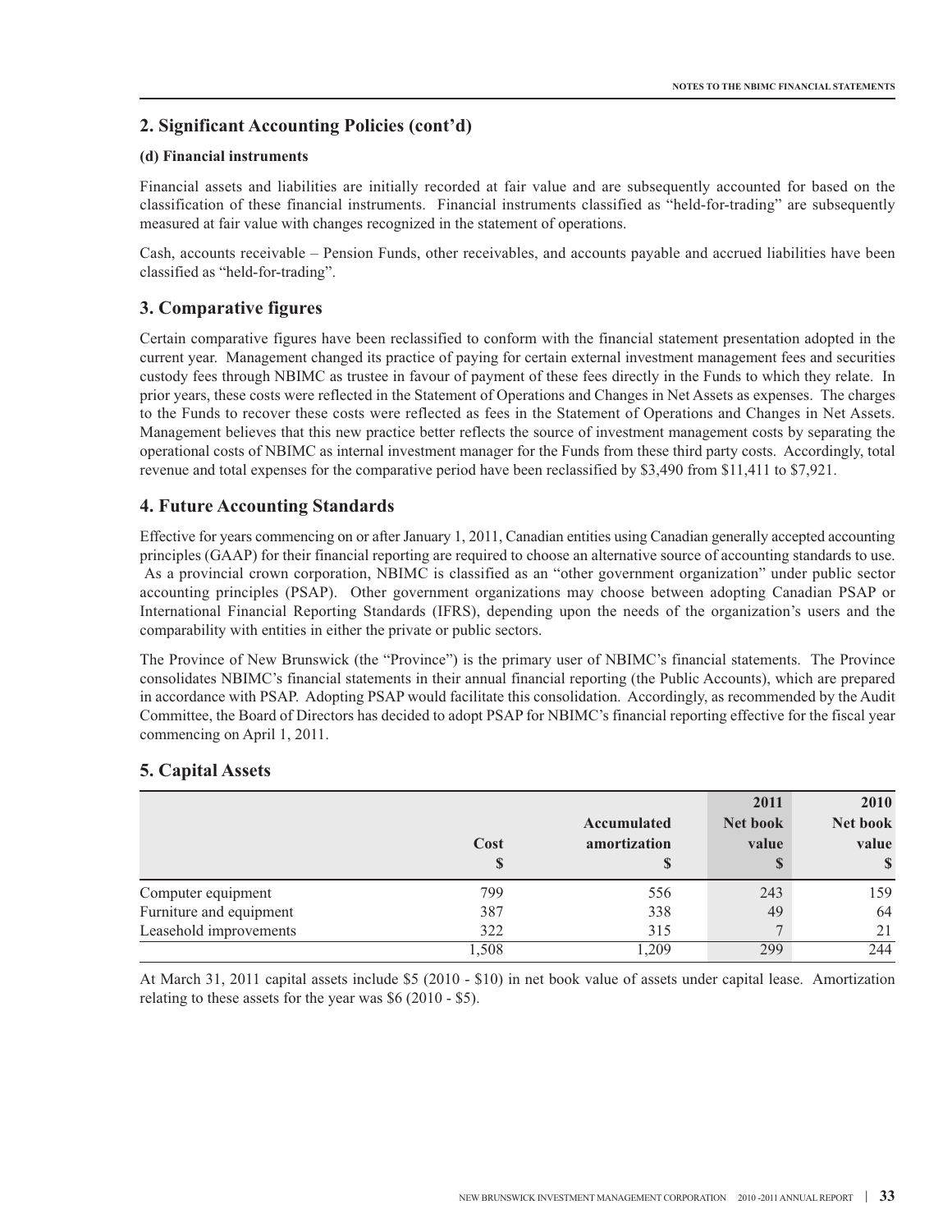## 2. Significant Accounting Policies (cont'd)

**(d) Financial instruments**

Financial assets and liabilities are initially recorded at fair value and are subsequently accounted for based on the classification of these financial instruments. Financial instruments classified as "held-for-trading" are subsequently measured at fair value with changes recognized in the statement of operations.

Cash, accounts receivable – Pension Funds, other receivables, and accounts payable and accrued liabilities have been classified as "held-for-trading".

## 3. Comparative figures

Certain comparative figures have been reclassified to conform with the financial statement presentation adopted in the current year. Management changed its practice of paying for certain external investment management fees and securities custody fees through NBIMC as trustee in favour of payment of these fees directly in the Funds to which they relate. In prior years, these costs were reflected in the Statement of Operations and Changes in Net Assets as expenses. The charges to the Funds to recover these costs were reflected as fees in the Statement of Operations and Changes in Net Assets. Management believes that this new practice better reflects the source of investment management costs by separating the operational costs of NBIMC as internal investment manager for the Funds from these third party costs. Accordingly, total revenue and total expenses for the comparative period have been reclassified by $3,490 from $11,411 to $7,921.

## 4. Future Accounting Standards

Effective for years commencing on or after January 1, 2011, Canadian entities using Canadian generally accepted accounting principles (GAAP) for their financial reporting are required to choose an alternative source of accounting standards to use. As a provincial crown corporation, NBIMC is classified as an "other government organization" under public sector accounting principles (PSAP). Other government organizations may choose between adopting Canadian PSAP or International Financial Reporting Standards (IFRS), depending upon the needs of the organization's users and the comparability with entities in either the private or public sectors.

The Province of New Brunswick (the "Province") is the primary user of NBIMC's financial statements. The Province consolidates NBIMC's financial statements in their annual financial reporting (the Public Accounts), which are prepared in accordance with PSAP. Adopting PSAP would facilitate this consolidation. Accordingly, as recommended by the Audit Committee, the Board of Directors has decided to adopt PSAP for NBIMC's financial reporting effective for the fiscal year commencing on April 1, 2011.

## 5. Capital Assets

| | Cost<br>$ | Accumulated amortization<br>$ | 2011<br>Net book value<br>$ | 2010<br>Net book value<br>$ |
|---|---|---|---|---|
| Computer equipment | 799 | 556 | 243 | 159 |
| Furniture and equipment | 387 | 338 | 49 | 64 |
| Leasehold improvements | 322 | 315 | 7 | 21 |
| | 1,508 | 1,209 | 299 | 244 |

At March 31, 2011 capital assets include $5 (2010 - $10) in net book value of assets under capital lease. Amortization relating to these assets for the year was $6 (2010 - $5).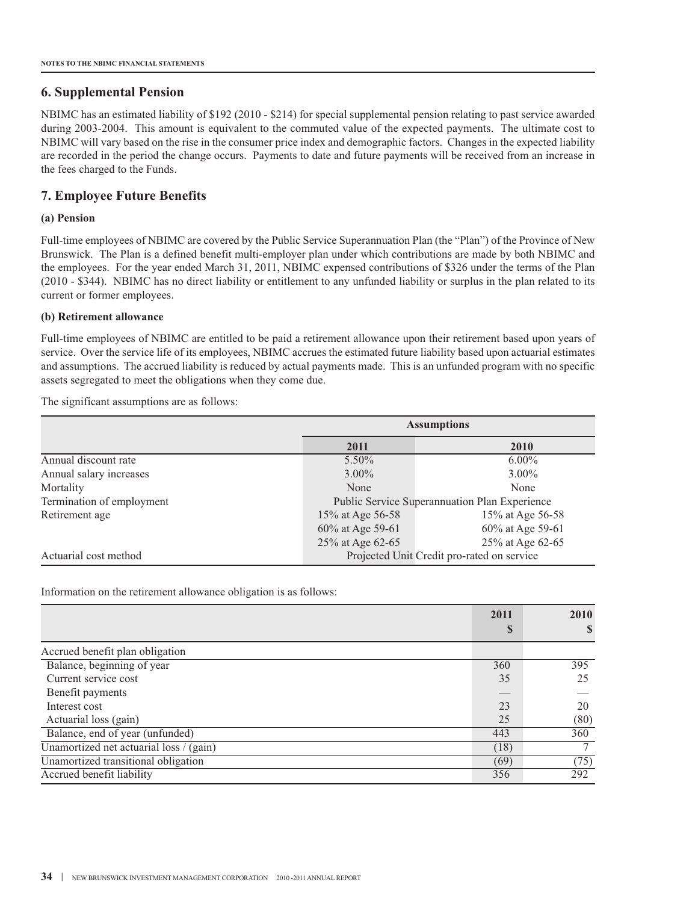## 6. Supplemental Pension

NBIMC has an estimated liability of $192 (2010 - $214) for special supplemental pension relating to past service awarded during 2003-2004. This amount is equivalent to the commuted value of the expected payments. The ultimate cost to NBIMC will vary based on the rise in the consumer price index and demographic factors. Changes in the expected liability are recorded in the period the change occurs. Payments to date and future payments will be received from an increase in the fees charged to the Funds.

## 7. Employee Future Benefits

### (a) Pension

Full-time employees of NBIMC are covered by the Public Service Superannuation Plan (the "Plan") of the Province of New Brunswick. The Plan is a defined benefit multi-employer plan under which contributions are made by both NBIMC and the employees. For the year ended March 31, 2011, NBIMC expensed contributions of $326 under the terms of the Plan (2010 - $344). NBIMC has no direct liability or entitlement to any unfunded liability or surplus in the plan related to its current or former employees.

### (b) Retirement allowance

Full-time employees of NBIMC are entitled to be paid a retirement allowance upon their retirement based upon years of service. Over the service life of its employees, NBIMC accrues the estimated future liability based upon actuarial estimates and assumptions. The accrued liability is reduced by actual payments made. This is an unfunded program with no specific assets segregated to meet the obligations when they come due.

The significant assumptions are as follows:

| | Assumptions | |
|---|---|---|
| | **2011** | **2010** |
| Annual discount rate | 5.50% | 6.00% |
| Annual salary increases | 3.00% | 3.00% |
| Mortality | None | None |
| Termination of employment | Public Service Superannuation Plan Experience | |
| Retirement age | 15% at Age 56-58 | 15% at Age 56-58 |
| | 60% at Age 59-61 | 60% at Age 59-61 |
| | 25% at Age 62-65 | 25% at Age 62-65 |
| Actuarial cost method | Projected Unit Credit pro-rated on service | |

Information on the retirement allowance obligation is as follows:

| | 2011 $ | 2010 $ |
|---|---|---|
| Accrued benefit plan obligation | | |
| Balance, beginning of year | 360 | 395 |
| Current service cost | 35 | 25 |
| Benefit payments | — | — |
| Interest cost | 23 | 20 |
| Actuarial loss (gain) | 25 | (80) |
| Balance, end of year (unfunded) | 443 | 360 |
| Unamortized net actuarial loss / (gain) | (18) | 7 |
| Unamortized transitional obligation | (69) | (75) |
| Accrued benefit liability | 356 | 292 |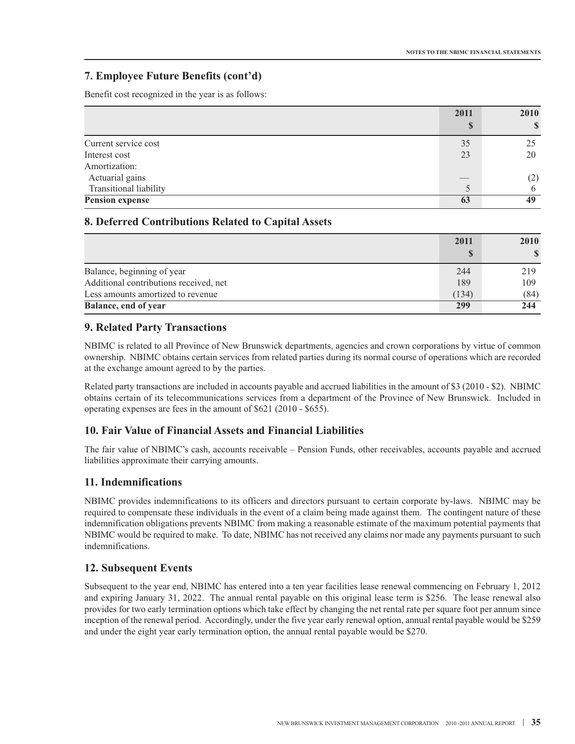## 7. Employee Future Benefits (cont'd)

Benefit cost recognized in the year is as follows:

| | 2011<br>$ | 2010<br>$ |
|---|---|---|
| Current service cost | 35 | 25 |
| Interest cost | 23 | 20 |
| Amortization: | | |
| Actuarial gains | — | (2) |
| Transitional liability | 5 | 6 |
| **Pension expense** | **63** | **49** |

## 8. Deferred Contributions Related to Capital Assets

| | 2011<br>$ | 2010<br>$ |
|---|---|---|
| Balance, beginning of year | 244 | 219 |
| Additional contributions received, net | 189 | 109 |
| Less amounts amortized to revenue | (134) | (84) |
| **Balance, end of year** | **299** | **244** |

## 9. Related Party Transactions

NBIMC is related to all Province of New Brunswick departments, agencies and crown corporations by virtue of common ownership. NBIMC obtains certain services from related parties during its normal course of operations which are recorded at the exchange amount agreed to by the parties.

Related party transactions are included in accounts payable and accrued liabilities in the amount of $3 (2010 - $2). NBIMC obtains certain of its telecommunications services from a department of the Province of New Brunswick. Included in operating expenses are fees in the amount of $621 (2010 - $655).

## 10. Fair Value of Financial Assets and Financial Liabilities

The fair value of NBIMC's cash, accounts receivable – Pension Funds, other receivables, accounts payable and accrued liabilities approximate their carrying amounts.

## 11. Indemnifications

NBIMC provides indemnifications to its officers and directors pursuant to certain corporate by-laws. NBIMC may be required to compensate these individuals in the event of a claim being made against them. The contingent nature of these indemnification obligations prevents NBIMC from making a reasonable estimate of the maximum potential payments that NBIMC would be required to make. To date, NBIMC has not received any claims nor made any payments pursuant to such indemnifications.

## 12. Subsequent Events

Subsequent to the year end, NBIMC has entered into a ten year facilities lease renewal commencing on February 1, 2012 and expiring January 31, 2022. The annual rental payable on this original lease term is $256. The lease renewal also provides for two early termination options which take effect by changing the net rental rate per square foot per annum since inception of the renewal period. Accordingly, under the five year early renewal option, annual rental payable would be $259 and under the eight year early termination option, the annual rental payable would be $270.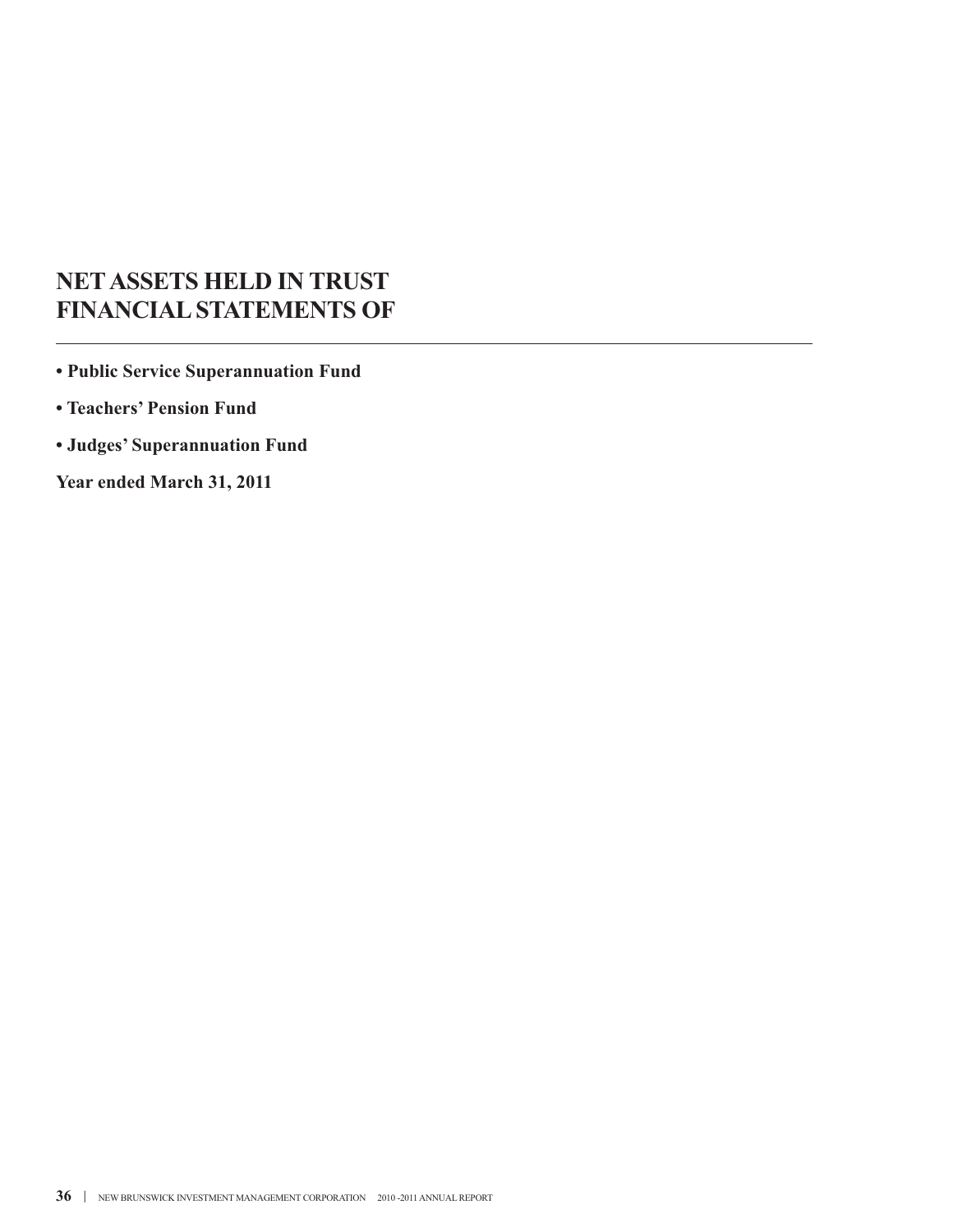# NET ASSETS HELD IN TRUST FINANCIAL STATEMENTS OF

---

- **Public Service Superannuation Fund**
- **Teachers' Pension Fund**
- **Judges' Superannuation Fund**

**Year ended March 31, 2011**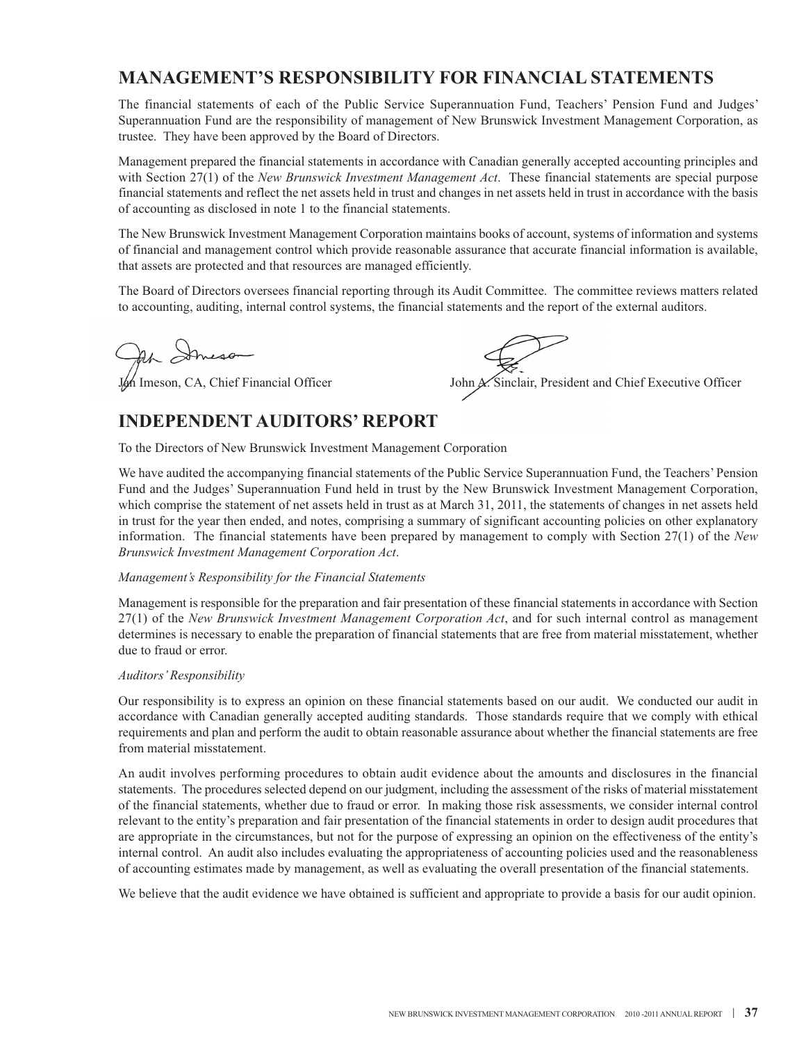## MANAGEMENT'S RESPONSIBILITY FOR FINANCIAL STATEMENTS

The financial statements of each of the Public Service Superannuation Fund, Teachers' Pension Fund and Judges' Superannuation Fund are the responsibility of management of New Brunswick Investment Management Corporation, as trustee. They have been approved by the Board of Directors.

Management prepared the financial statements in accordance with Canadian generally accepted accounting principles and with Section 27(1) of the *New Brunswick Investment Management Act*. These financial statements are special purpose financial statements and reflect the net assets held in trust and changes in net assets held in trust in accordance with the basis of accounting as disclosed in note 1 to the financial statements.

The New Brunswick Investment Management Corporation maintains books of account, systems of information and systems of financial and management control which provide reasonable assurance that accurate financial information is available, that assets are protected and that resources are managed efficiently.

The Board of Directors oversees financial reporting through its Audit Committee. The committee reviews matters related to accounting, auditing, internal control systems, the financial statements and the report of the external auditors.

Jon Imeson, CA, Chief Financial Officer

John A. Sinclair, President and Chief Executive Officer

## INDEPENDENT AUDITORS' REPORT

To the Directors of New Brunswick Investment Management Corporation

We have audited the accompanying financial statements of the Public Service Superannuation Fund, the Teachers' Pension Fund and the Judges' Superannuation Fund held in trust by the New Brunswick Investment Management Corporation, which comprise the statement of net assets held in trust as at March 31, 2011, the statements of changes in net assets held in trust for the year then ended, and notes, comprising a summary of significant accounting policies on other explanatory information. The financial statements have been prepared by management to comply with Section 27(1) of the *New Brunswick Investment Management Corporation Act*.

*Management's Responsibility for the Financial Statements*

Management is responsible for the preparation and fair presentation of these financial statements in accordance with Section 27(1) of the *New Brunswick Investment Management Corporation Act*, and for such internal control as management determines is necessary to enable the preparation of financial statements that are free from material misstatement, whether due to fraud or error.

*Auditors' Responsibility*

Our responsibility is to express an opinion on these financial statements based on our audit. We conducted our audit in accordance with Canadian generally accepted auditing standards. Those standards require that we comply with ethical requirements and plan and perform the audit to obtain reasonable assurance about whether the financial statements are free from material misstatement.

An audit involves performing procedures to obtain audit evidence about the amounts and disclosures in the financial statements. The procedures selected depend on our judgment, including the assessment of the risks of material misstatement of the financial statements, whether due to fraud or error. In making those risk assessments, we consider internal control relevant to the entity's preparation and fair presentation of the financial statements in order to design audit procedures that are appropriate in the circumstances, but not for the purpose of expressing an opinion on the effectiveness of the entity's internal control. An audit also includes evaluating the appropriateness of accounting policies used and the reasonableness of accounting estimates made by management, as well as evaluating the overall presentation of the financial statements.

We believe that the audit evidence we have obtained is sufficient and appropriate to provide a basis for our audit opinion.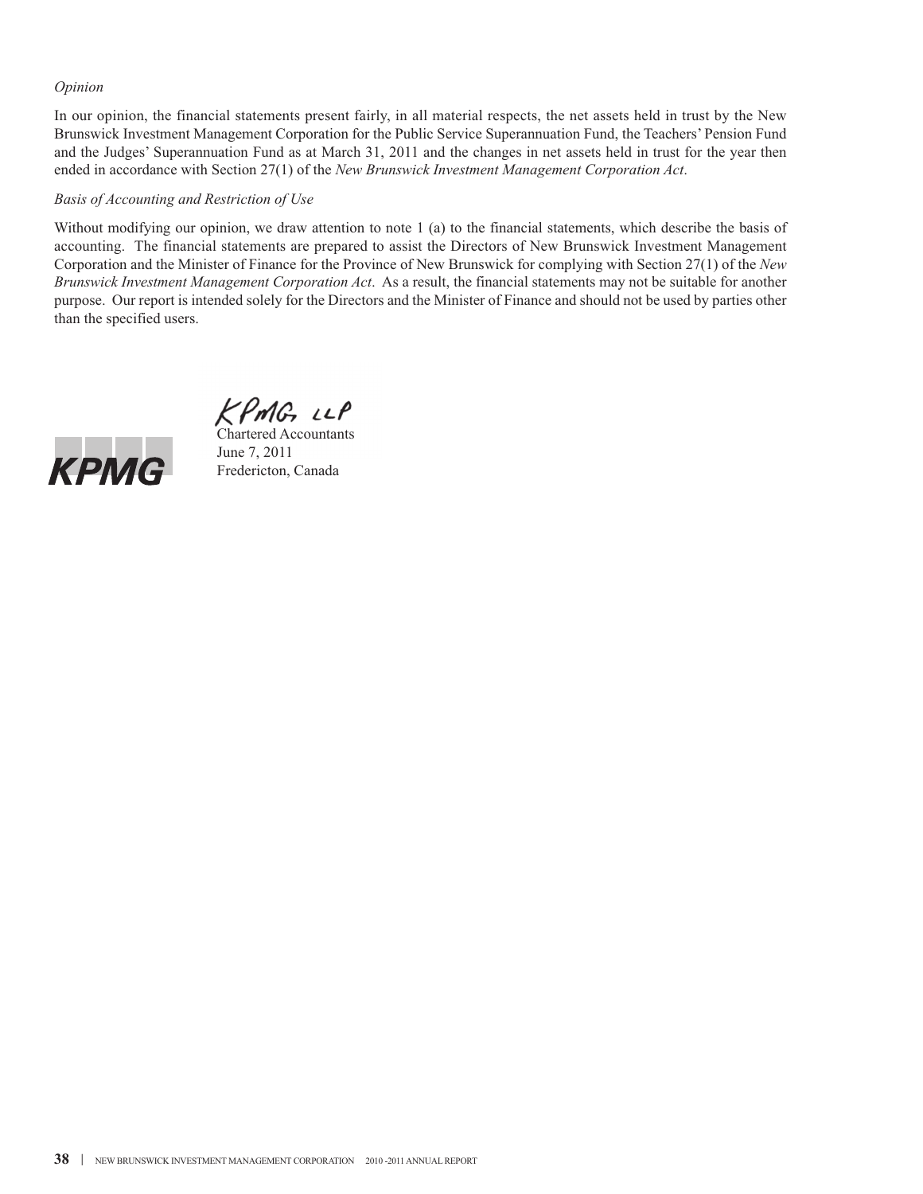*Opinion*

In our opinion, the financial statements present fairly, in all material respects, the net assets held in trust by the New Brunswick Investment Management Corporation for the Public Service Superannuation Fund, the Teachers' Pension Fund and the Judges' Superannuation Fund as at March 31, 2011 and the changes in net assets held in trust for the year then ended in accordance with Section 27(1) of the *New Brunswick Investment Management Corporation Act*.

*Basis of Accounting and Restriction of Use*

Without modifying our opinion, we draw attention to note 1 (a) to the financial statements, which describe the basis of accounting. The financial statements are prepared to assist the Directors of New Brunswick Investment Management Corporation and the Minister of Finance for the Province of New Brunswick for complying with Section 27(1) of the *New Brunswick Investment Management Corporation Act*. As a result, the financial statements may not be suitable for another purpose. Our report is intended solely for the Directors and the Minister of Finance and should not be used by parties other than the specified users.

KPMG LLP

Chartered Accountants
June 7, 2011
Fredericton, Canada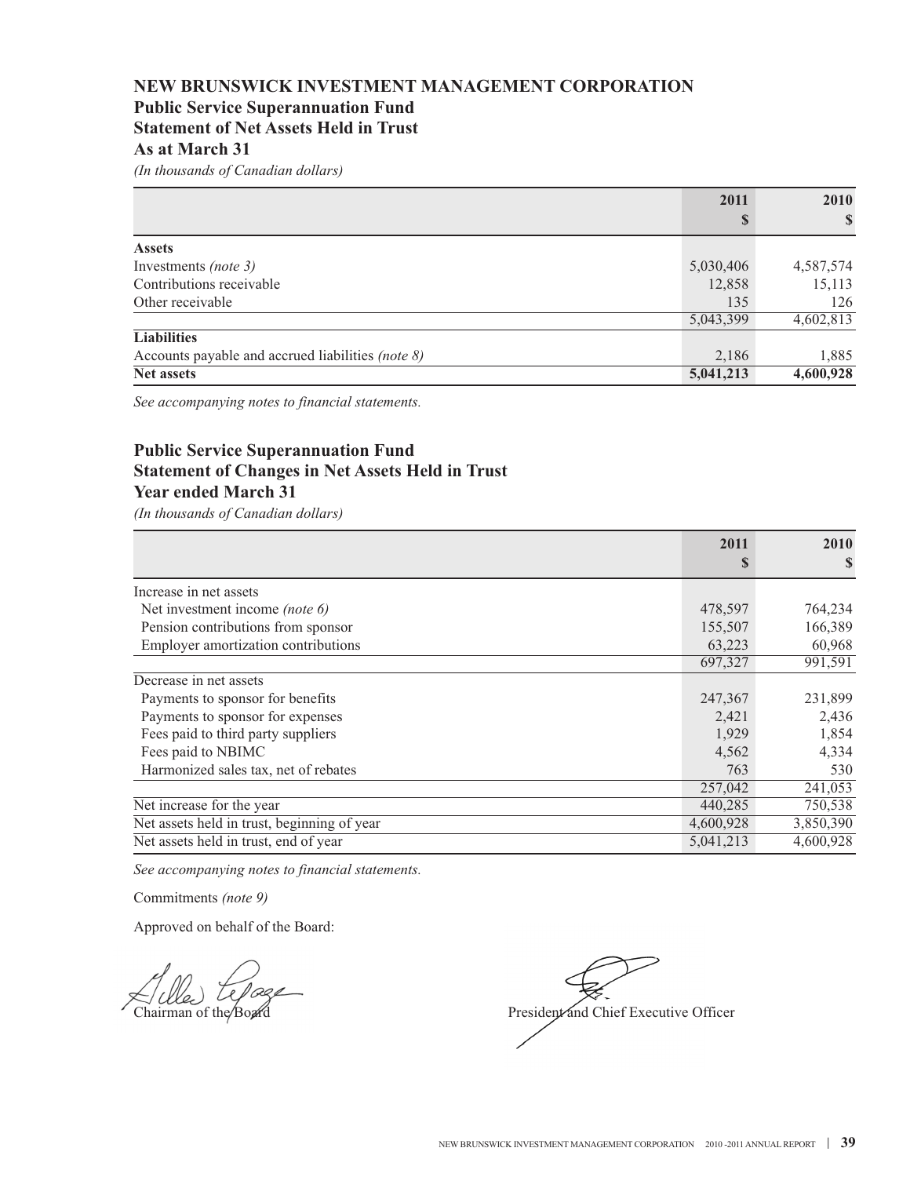# NEW BRUNSWICK INVESTMENT MANAGEMENT CORPORATION

## Public Service Superannuation Fund
## Statement of Net Assets Held in Trust
## As at March 31

*(In thousands of Canadian dollars)*

| | 2011 $ | 2010 $ |
|---|---|---|
| **Assets** | | |
| Investments *(note 3)* | 5,030,406 | 4,587,574 |
| Contributions receivable | 12,858 | 15,113 |
| Other receivable | 135 | 126 |
| | 5,043,399 | 4,602,813 |
| **Liabilities** | | |
| Accounts payable and accrued liabilities *(note 8)* | 2,186 | 1,885 |
| **Net assets** | **5,041,213** | **4,600,928** |

*See accompanying notes to financial statements.*

## Public Service Superannuation Fund
## Statement of Changes in Net Assets Held in Trust
## Year ended March 31

*(In thousands of Canadian dollars)*

| | 2011 $ | 2010 $ |
|---|---|---|
| Increase in net assets | | |
| Net investment income *(note 6)* | 478,597 | 764,234 |
| Pension contributions from sponsor | 155,507 | 166,389 |
| Employer amortization contributions | 63,223 | 60,968 |
| | 697,327 | 991,591 |
| Decrease in net assets | | |
| Payments to sponsor for benefits | 247,367 | 231,899 |
| Payments to sponsor for expenses | 2,421 | 2,436 |
| Fees paid to third party suppliers | 1,929 | 1,854 |
| Fees paid to NBIMC | 4,562 | 4,334 |
| Harmonized sales tax, net of rebates | 763 | 530 |
| | 257,042 | 241,053 |
| Net increase for the year | 440,285 | 750,538 |
| Net assets held in trust, beginning of year | 4,600,928 | 3,850,390 |
| Net assets held in trust, end of year | 5,041,213 | 4,600,928 |

*See accompanying notes to financial statements.*

Commitments *(note 9)*

Approved on behalf of the Board:

Chairman of the Board

President and Chief Executive Officer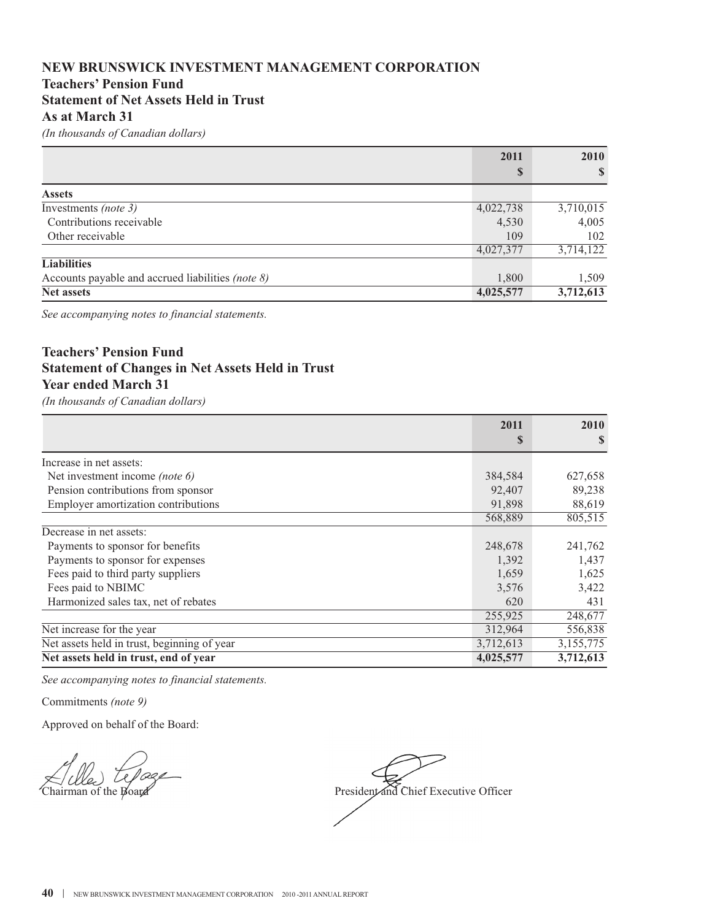# NEW BRUNSWICK INVESTMENT MANAGEMENT CORPORATION

## Teachers' Pension Fund
## Statement of Net Assets Held in Trust
## As at March 31

*(In thousands of Canadian dollars)*

| | 2011<br>$ | 2010<br>$ |
|---|---|---|
| **Assets** | | |
| Investments *(note 3)* | 4,022,738 | 3,710,015 |
| Contributions receivable | 4,530 | 4,005 |
| Other receivable | 109 | 102 |
| | 4,027,377 | 3,714,122 |
| **Liabilities** | | |
| Accounts payable and accrued liabilities *(note 8)* | 1,800 | 1,509 |
| **Net assets** | **4,025,577** | **3,712,613** |

*See accompanying notes to financial statements.*

## Teachers' Pension Fund
## Statement of Changes in Net Assets Held in Trust
## Year ended March 31

*(In thousands of Canadian dollars)*

| | 2011<br>$ | 2010<br>$ |
|---|---|---|
| Increase in net assets: | | |
| Net investment income *(note 6)* | 384,584 | 627,658 |
| Pension contributions from sponsor | 92,407 | 89,238 |
| Employer amortization contributions | 91,898 | 88,619 |
| | 568,889 | 805,515 |
| Decrease in net assets: | | |
| Payments to sponsor for benefits | 248,678 | 241,762 |
| Payments to sponsor for expenses | 1,392 | 1,437 |
| Fees paid to third party suppliers | 1,659 | 1,625 |
| Fees paid to NBIMC | 3,576 | 3,422 |
| Harmonized sales tax, net of rebates | 620 | 431 |
| | 255,925 | 248,677 |
| Net increase for the year | 312,964 | 556,838 |
| Net assets held in trust, beginning of year | 3,712,613 | 3,155,775 |
| **Net assets held in trust, end of year** | **4,025,577** | **3,712,613** |

*See accompanying notes to financial statements.*

Commitments *(note 9)*

Approved on behalf of the Board:

Chairman of the Board

President and Chief Executive Officer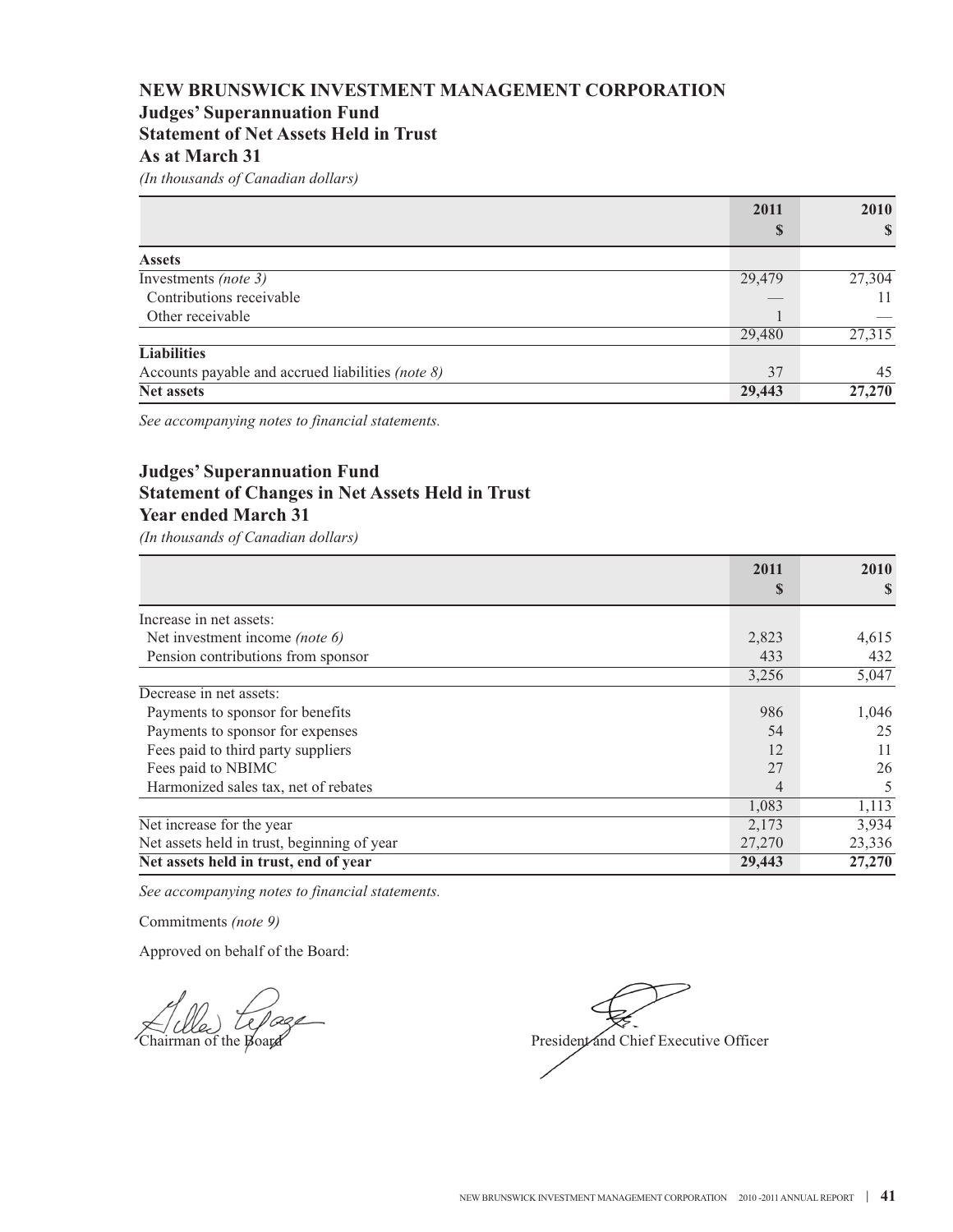# NEW BRUNSWICK INVESTMENT MANAGEMENT CORPORATION

## Judges' Superannuation Fund
## Statement of Net Assets Held in Trust
## As at March 31

*(In thousands of Canadian dollars)*

| | 2011 $ | 2010 $ |
|---|---|---|
| **Assets** | | |
| Investments *(note 3)* | 29,479 | 27,304 |
| Contributions receivable | — | 11 |
| Other receivable | 1 | — |
| | 29,480 | 27,315 |
| **Liabilities** | | |
| Accounts payable and accrued liabilities *(note 8)* | 37 | 45 |
| **Net assets** | **29,443** | **27,270** |

*See accompanying notes to financial statements.*

## Judges' Superannuation Fund
## Statement of Changes in Net Assets Held in Trust
## Year ended March 31

*(In thousands of Canadian dollars)*

| | 2011 $ | 2010 $ |
|---|---|---|
| Increase in net assets: | | |
| Net investment income *(note 6)* | 2,823 | 4,615 |
| Pension contributions from sponsor | 433 | 432 |
| | 3,256 | 5,047 |
| Decrease in net assets: | | |
| Payments to sponsor for benefits | 986 | 1,046 |
| Payments to sponsor for expenses | 54 | 25 |
| Fees paid to third party suppliers | 12 | 11 |
| Fees paid to NBIMC | 27 | 26 |
| Harmonized sales tax, net of rebates | 4 | 5 |
| | 1,083 | 1,113 |
| Net increase for the year | 2,173 | 3,934 |
| Net assets held in trust, beginning of year | 27,270 | 23,336 |
| **Net assets held in trust, end of year** | **29,443** | **27,270** |

*See accompanying notes to financial statements.*

Commitments *(note 9)*

Approved on behalf of the Board:

Chairman of the Board

President and Chief Executive Officer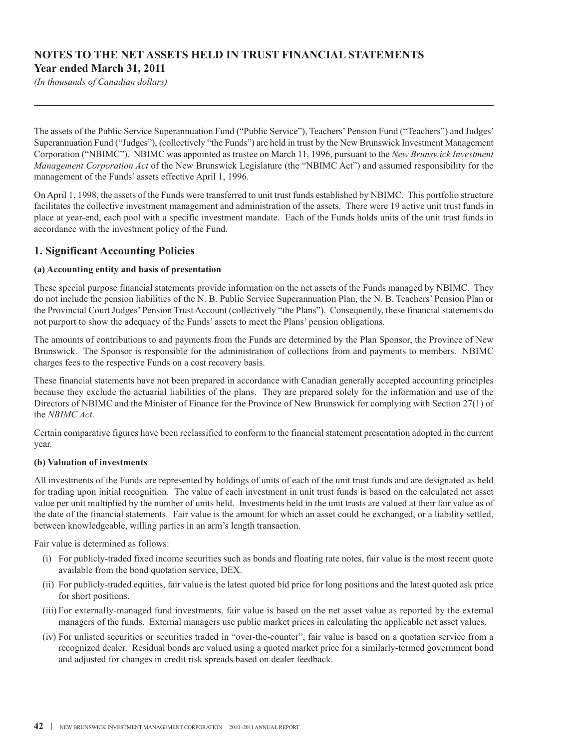# NOTES TO THE NET ASSETS HELD IN TRUST FINANCIAL STATEMENTS
**Year ended March 31, 2011**

*(In thousands of Canadian dollars)*

The assets of the Public Service Superannuation Fund ("Public Service"), Teachers' Pension Fund ("Teachers") and Judges' Superannuation Fund ("Judges"), (collectively "the Funds") are held in trust by the New Brunswick Investment Management Corporation ("NBIMC"). NBIMC was appointed as trustee on March 11, 1996, pursuant to the *New Brunswick Investment Management Corporation Act* of the New Brunswick Legislature (the "NBIMC Act") and assumed responsibility for the management of the Funds' assets effective April 1, 1996.

On April 1, 1998, the assets of the Funds were transferred to unit trust funds established by NBIMC. This portfolio structure facilitates the collective investment management and administration of the assets. There were 19 active unit trust funds in place at year-end, each pool with a specific investment mandate. Each of the Funds holds units of the unit trust funds in accordance with the investment policy of the Fund.

## 1. Significant Accounting Policies

**(a) Accounting entity and basis of presentation**

These special purpose financial statements provide information on the net assets of the Funds managed by NBIMC. They do not include the pension liabilities of the N. B. Public Service Superannuation Plan, the N. B. Teachers' Pension Plan or the Provincial Court Judges' Pension Trust Account (collectively "the Plans"). Consequently, these financial statements do not purport to show the adequacy of the Funds' assets to meet the Plans' pension obligations.

The amounts of contributions to and payments from the Funds are determined by the Plan Sponsor, the Province of New Brunswick. The Sponsor is responsible for the administration of collections from and payments to members. NBIMC charges fees to the respective Funds on a cost recovery basis.

These financial statements have not been prepared in accordance with Canadian generally accepted accounting principles because they exclude the actuarial liabilities of the plans. They are prepared solely for the information and use of the Directors of NBIMC and the Minister of Finance for the Province of New Brunswick for complying with Section 27(1) of the *NBIMC Act*.

Certain comparative figures have been reclassified to conform to the financial statement presentation adopted in the current year.

**(b) Valuation of investments**

All investments of the Funds are represented by holdings of units of each of the unit trust funds and are designated as held for trading upon initial recognition. The value of each investment in unit trust funds is based on the calculated net asset value per unit multiplied by the number of units held. Investments held in the unit trusts are valued at their fair value as of the date of the financial statements. Fair value is the amount for which an asset could be exchanged, or a liability settled, between knowledgeable, willing parties in an arm's length transaction.

Fair value is determined as follows:

(i) For publicly-traded fixed income securities such as bonds and floating rate notes, fair value is the most recent quote available from the bond quotation service, DEX.

(ii) For publicly-traded equities, fair value is the latest quoted bid price for long positions and the latest quoted ask price for short positions.

(iii) For externally-managed fund investments, fair value is based on the net asset value as reported by the external managers of the funds. External managers use public market prices in calculating the applicable net asset values.

(iv) For unlisted securities or securities traded in "over-the-counter", fair value is based on a quotation service from a recognized dealer. Residual bonds are valued using a quoted market price for a similarly-termed government bond and adjusted for changes in credit risk spreads based on dealer feedback.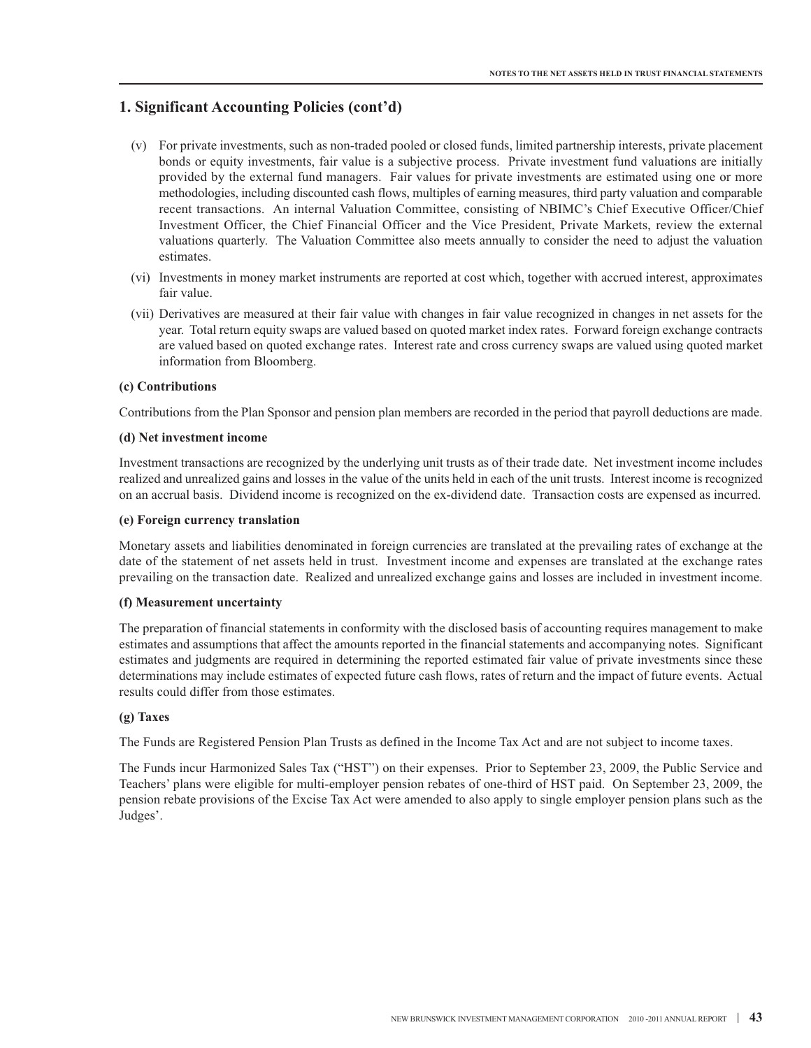## 1. Significant Accounting Policies (cont'd)

(v) For private investments, such as non-traded pooled or closed funds, limited partnership interests, private placement bonds or equity investments, fair value is a subjective process. Private investment fund valuations are initially provided by the external fund managers. Fair values for private investments are estimated using one or more methodologies, including discounted cash flows, multiples of earning measures, third party valuation and comparable recent transactions. An internal Valuation Committee, consisting of NBIMC's Chief Executive Officer/Chief Investment Officer, the Chief Financial Officer and the Vice President, Private Markets, review the external valuations quarterly. The Valuation Committee also meets annually to consider the need to adjust the valuation estimates.

(vi) Investments in money market instruments are reported at cost which, together with accrued interest, approximates fair value.

(vii) Derivatives are measured at their fair value with changes in fair value recognized in changes in net assets for the year. Total return equity swaps are valued based on quoted market index rates. Forward foreign exchange contracts are valued based on quoted exchange rates. Interest rate and cross currency swaps are valued using quoted market information from Bloomberg.

**(c) Contributions**

Contributions from the Plan Sponsor and pension plan members are recorded in the period that payroll deductions are made.

**(d) Net investment income**

Investment transactions are recognized by the underlying unit trusts as of their trade date. Net investment income includes realized and unrealized gains and losses in the value of the units held in each of the unit trusts. Interest income is recognized on an accrual basis. Dividend income is recognized on the ex-dividend date. Transaction costs are expensed as incurred.

**(e) Foreign currency translation**

Monetary assets and liabilities denominated in foreign currencies are translated at the prevailing rates of exchange at the date of the statement of net assets held in trust. Investment income and expenses are translated at the exchange rates prevailing on the transaction date. Realized and unrealized exchange gains and losses are included in investment income.

**(f) Measurement uncertainty**

The preparation of financial statements in conformity with the disclosed basis of accounting requires management to make estimates and assumptions that affect the amounts reported in the financial statements and accompanying notes. Significant estimates and judgments are required in determining the reported estimated fair value of private investments since these determinations may include estimates of expected future cash flows, rates of return and the impact of future events. Actual results could differ from those estimates.

**(g) Taxes**

The Funds are Registered Pension Plan Trusts as defined in the Income Tax Act and are not subject to income taxes.

The Funds incur Harmonized Sales Tax ("HST") on their expenses. Prior to September 23, 2009, the Public Service and Teachers' plans were eligible for multi-employer pension rebates of one-third of HST paid. On September 23, 2009, the pension rebate provisions of the Excise Tax Act were amended to also apply to single employer pension plans such as the Judges'.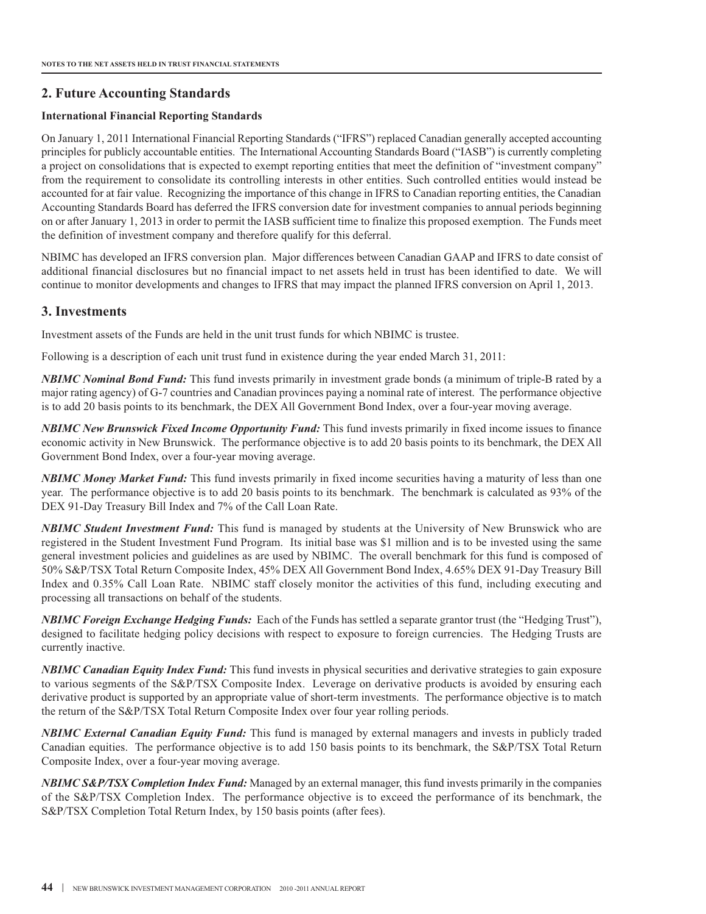## 2. Future Accounting Standards

### International Financial Reporting Standards

On January 1, 2011 International Financial Reporting Standards ("IFRS") replaced Canadian generally accepted accounting principles for publicly accountable entities. The International Accounting Standards Board ("IASB") is currently completing a project on consolidations that is expected to exempt reporting entities that meet the definition of "investment company" from the requirement to consolidate its controlling interests in other entities. Such controlled entities would instead be accounted for at fair value. Recognizing the importance of this change in IFRS to Canadian reporting entities, the Canadian Accounting Standards Board has deferred the IFRS conversion date for investment companies to annual periods beginning on or after January 1, 2013 in order to permit the IASB sufficient time to finalize this proposed exemption. The Funds meet the definition of investment company and therefore qualify for this deferral.

NBIMC has developed an IFRS conversion plan. Major differences between Canadian GAAP and IFRS to date consist of additional financial disclosures but no financial impact to net assets held in trust has been identified to date. We will continue to monitor developments and changes to IFRS that may impact the planned IFRS conversion on April 1, 2013.

## 3. Investments

Investment assets of the Funds are held in the unit trust funds for which NBIMC is trustee.

Following is a description of each unit trust fund in existence during the year ended March 31, 2011:

***NBIMC Nominal Bond Fund:*** This fund invests primarily in investment grade bonds (a minimum of triple-B rated by a major rating agency) of G-7 countries and Canadian provinces paying a nominal rate of interest. The performance objective is to add 20 basis points to its benchmark, the DEX All Government Bond Index, over a four-year moving average.

***NBIMC New Brunswick Fixed Income Opportunity Fund:*** This fund invests primarily in fixed income issues to finance economic activity in New Brunswick. The performance objective is to add 20 basis points to its benchmark, the DEX All Government Bond Index, over a four-year moving average.

***NBIMC Money Market Fund:*** This fund invests primarily in fixed income securities having a maturity of less than one year. The performance objective is to add 20 basis points to its benchmark. The benchmark is calculated as 93% of the DEX 91-Day Treasury Bill Index and 7% of the Call Loan Rate.

***NBIMC Student Investment Fund:*** This fund is managed by students at the University of New Brunswick who are registered in the Student Investment Fund Program. Its initial base was $1 million and is to be invested using the same general investment policies and guidelines as are used by NBIMC. The overall benchmark for this fund is composed of 50% S&P/TSX Total Return Composite Index, 45% DEX All Government Bond Index, 4.65% DEX 91-Day Treasury Bill Index and 0.35% Call Loan Rate. NBIMC staff closely monitor the activities of this fund, including executing and processing all transactions on behalf of the students.

***NBIMC Foreign Exchange Hedging Funds:*** Each of the Funds has settled a separate grantor trust (the "Hedging Trust"), designed to facilitate hedging policy decisions with respect to exposure to foreign currencies. The Hedging Trusts are currently inactive.

***NBIMC Canadian Equity Index Fund:*** This fund invests in physical securities and derivative strategies to gain exposure to various segments of the S&P/TSX Composite Index. Leverage on derivative products is avoided by ensuring each derivative product is supported by an appropriate value of short-term investments. The performance objective is to match the return of the S&P/TSX Total Return Composite Index over four year rolling periods.

***NBIMC External Canadian Equity Fund:*** This fund is managed by external managers and invests in publicly traded Canadian equities. The performance objective is to add 150 basis points to its benchmark, the S&P/TSX Total Return Composite Index, over a four-year moving average.

***NBIMC S&P/TSX Completion Index Fund:*** Managed by an external manager, this fund invests primarily in the companies of the S&P/TSX Completion Index. The performance objective is to exceed the performance of its benchmark, the S&P/TSX Completion Total Return Index, by 150 basis points (after fees).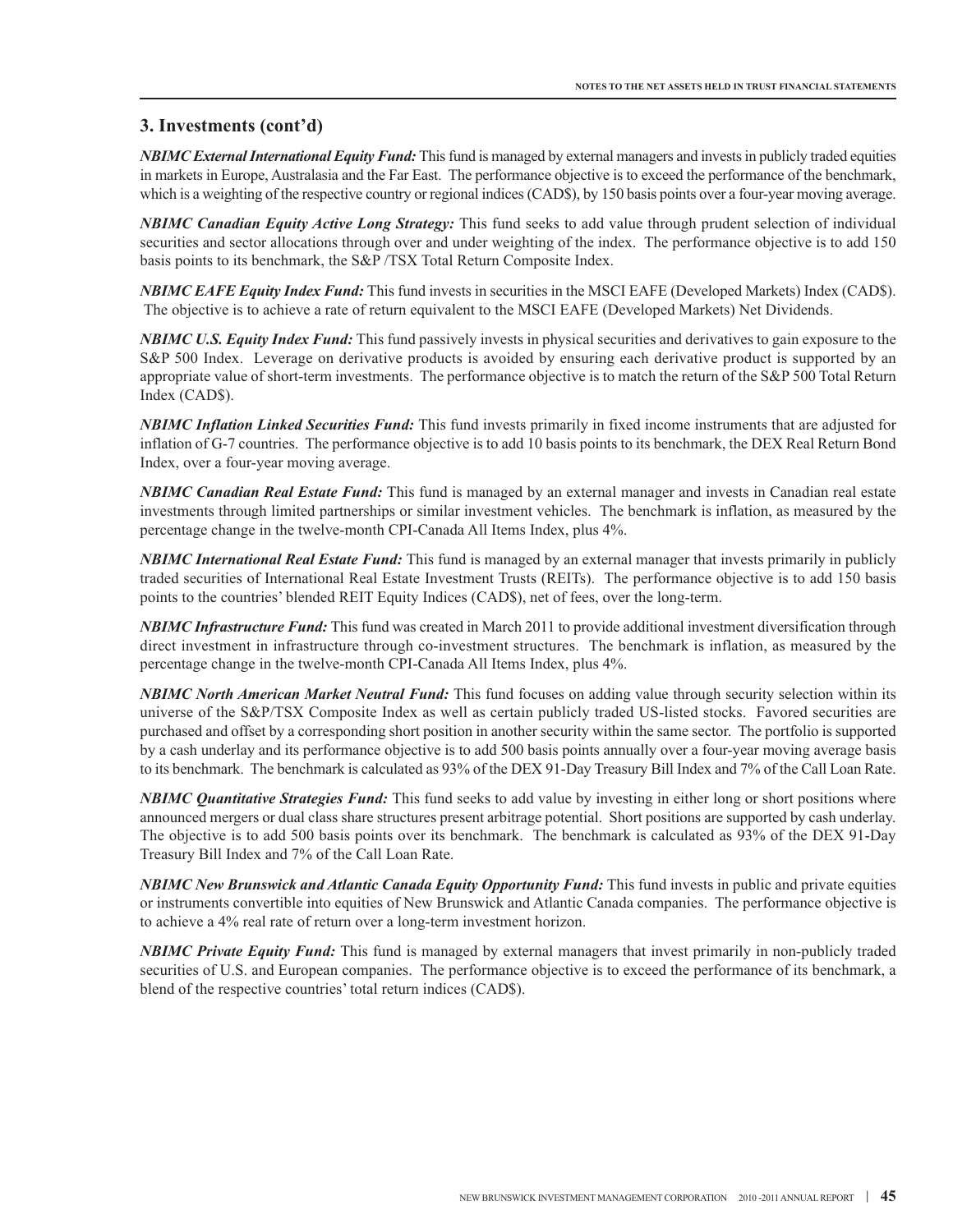## 3. Investments (cont'd)

***NBIMC External International Equity Fund:*** This fund is managed by external managers and invests in publicly traded equities in markets in Europe, Australasia and the Far East. The performance objective is to exceed the performance of the benchmark, which is a weighting of the respective country or regional indices (CAD$), by 150 basis points over a four-year moving average.

***NBIMC Canadian Equity Active Long Strategy:*** This fund seeks to add value through prudent selection of individual securities and sector allocations through over and under weighting of the index. The performance objective is to add 150 basis points to its benchmark, the S&P /TSX Total Return Composite Index.

***NBIMC EAFE Equity Index Fund:*** This fund invests in securities in the MSCI EAFE (Developed Markets) Index (CAD$). The objective is to achieve a rate of return equivalent to the MSCI EAFE (Developed Markets) Net Dividends.

***NBIMC U.S. Equity Index Fund:*** This fund passively invests in physical securities and derivatives to gain exposure to the S&P 500 Index. Leverage on derivative products is avoided by ensuring each derivative product is supported by an appropriate value of short-term investments. The performance objective is to match the return of the S&P 500 Total Return Index (CAD$).

***NBIMC Inflation Linked Securities Fund:*** This fund invests primarily in fixed income instruments that are adjusted for inflation of G-7 countries. The performance objective is to add 10 basis points to its benchmark, the DEX Real Return Bond Index, over a four-year moving average.

***NBIMC Canadian Real Estate Fund:*** This fund is managed by an external manager and invests in Canadian real estate investments through limited partnerships or similar investment vehicles. The benchmark is inflation, as measured by the percentage change in the twelve-month CPI-Canada All Items Index, plus 4%.

***NBIMC International Real Estate Fund:*** This fund is managed by an external manager that invests primarily in publicly traded securities of International Real Estate Investment Trusts (REITs). The performance objective is to add 150 basis points to the countries' blended REIT Equity Indices (CAD$), net of fees, over the long-term.

***NBIMC Infrastructure Fund:*** This fund was created in March 2011 to provide additional investment diversification through direct investment in infrastructure through co-investment structures. The benchmark is inflation, as measured by the percentage change in the twelve-month CPI-Canada All Items Index, plus 4%.

***NBIMC North American Market Neutral Fund:*** This fund focuses on adding value through security selection within its universe of the S&P/TSX Composite Index as well as certain publicly traded US-listed stocks. Favored securities are purchased and offset by a corresponding short position in another security within the same sector. The portfolio is supported by a cash underlay and its performance objective is to add 500 basis points annually over a four-year moving average basis to its benchmark. The benchmark is calculated as 93% of the DEX 91-Day Treasury Bill Index and 7% of the Call Loan Rate.

***NBIMC Quantitative Strategies Fund:*** This fund seeks to add value by investing in either long or short positions where announced mergers or dual class share structures present arbitrage potential. Short positions are supported by cash underlay. The objective is to add 500 basis points over its benchmark. The benchmark is calculated as 93% of the DEX 91-Day Treasury Bill Index and 7% of the Call Loan Rate.

***NBIMC New Brunswick and Atlantic Canada Equity Opportunity Fund:*** This fund invests in public and private equities or instruments convertible into equities of New Brunswick and Atlantic Canada companies. The performance objective is to achieve a 4% real rate of return over a long-term investment horizon.

***NBIMC Private Equity Fund:*** This fund is managed by external managers that invest primarily in non-publicly traded securities of U.S. and European companies. The performance objective is to exceed the performance of its benchmark, a blend of the respective countries' total return indices (CAD$).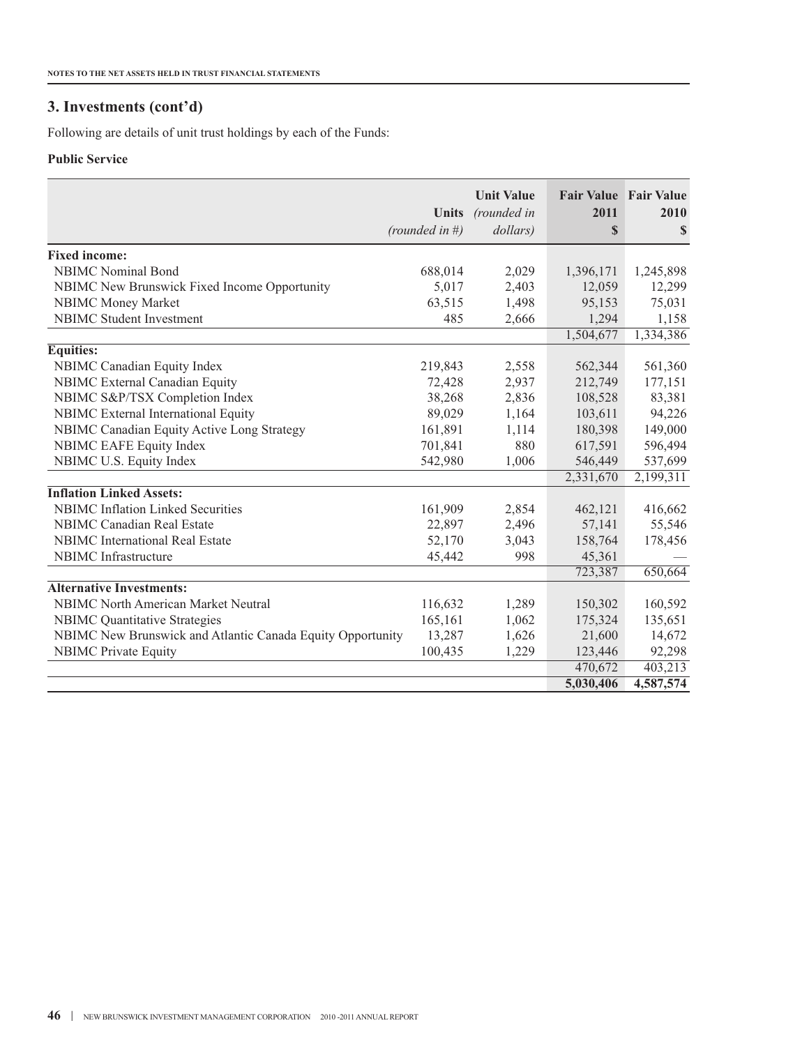## 3. Investments (cont'd)

Following are details of unit trust holdings by each of the Funds:

**Public Service**

| | Units *(rounded in #)* | Unit Value *(rounded in dollars)* | Fair Value 2011 $ | Fair Value 2010 $ |
|---|---|---|---|---|
| **Fixed income:** | | | | |
| NBIMC Nominal Bond | 688,014 | 2,029 | 1,396,171 | 1,245,898 |
| NBIMC New Brunswick Fixed Income Opportunity | 5,017 | 2,403 | 12,059 | 12,299 |
| NBIMC Money Market | 63,515 | 1,498 | 95,153 | 75,031 |
| NBIMC Student Investment | 485 | 2,666 | 1,294 | 1,158 |
| | | | 1,504,677 | 1,334,386 |
| **Equities:** | | | | |
| NBIMC Canadian Equity Index | 219,843 | 2,558 | 562,344 | 561,360 |
| NBIMC External Canadian Equity | 72,428 | 2,937 | 212,749 | 177,151 |
| NBIMC S&P/TSX Completion Index | 38,268 | 2,836 | 108,528 | 83,381 |
| NBIMC External International Equity | 89,029 | 1,164 | 103,611 | 94,226 |
| NBIMC Canadian Equity Active Long Strategy | 161,891 | 1,114 | 180,398 | 149,000 |
| NBIMC EAFE Equity Index | 701,841 | 880 | 617,591 | 596,494 |
| NBIMC U.S. Equity Index | 542,980 | 1,006 | 546,449 | 537,699 |
| | | | 2,331,670 | 2,199,311 |
| **Inflation Linked Assets:** | | | | |
| NBIMC Inflation Linked Securities | 161,909 | 2,854 | 462,121 | 416,662 |
| NBIMC Canadian Real Estate | 22,897 | 2,496 | 57,141 | 55,546 |
| NBIMC International Real Estate | 52,170 | 3,043 | 158,764 | 178,456 |
| NBIMC Infrastructure | 45,442 | 998 | 45,361 | — |
| | | | 723,387 | 650,664 |
| **Alternative Investments:** | | | | |
| NBIMC North American Market Neutral | 116,632 | 1,289 | 150,302 | 160,592 |
| NBIMC Quantitative Strategies | 165,161 | 1,062 | 175,324 | 135,651 |
| NBIMC New Brunswick and Atlantic Canada Equity Opportunity | 13,287 | 1,626 | 21,600 | 14,672 |
| NBIMC Private Equity | 100,435 | 1,229 | 123,446 | 92,298 |
| | | | 470,672 | 403,213 |
| | | | **5,030,406** | **4,587,574** |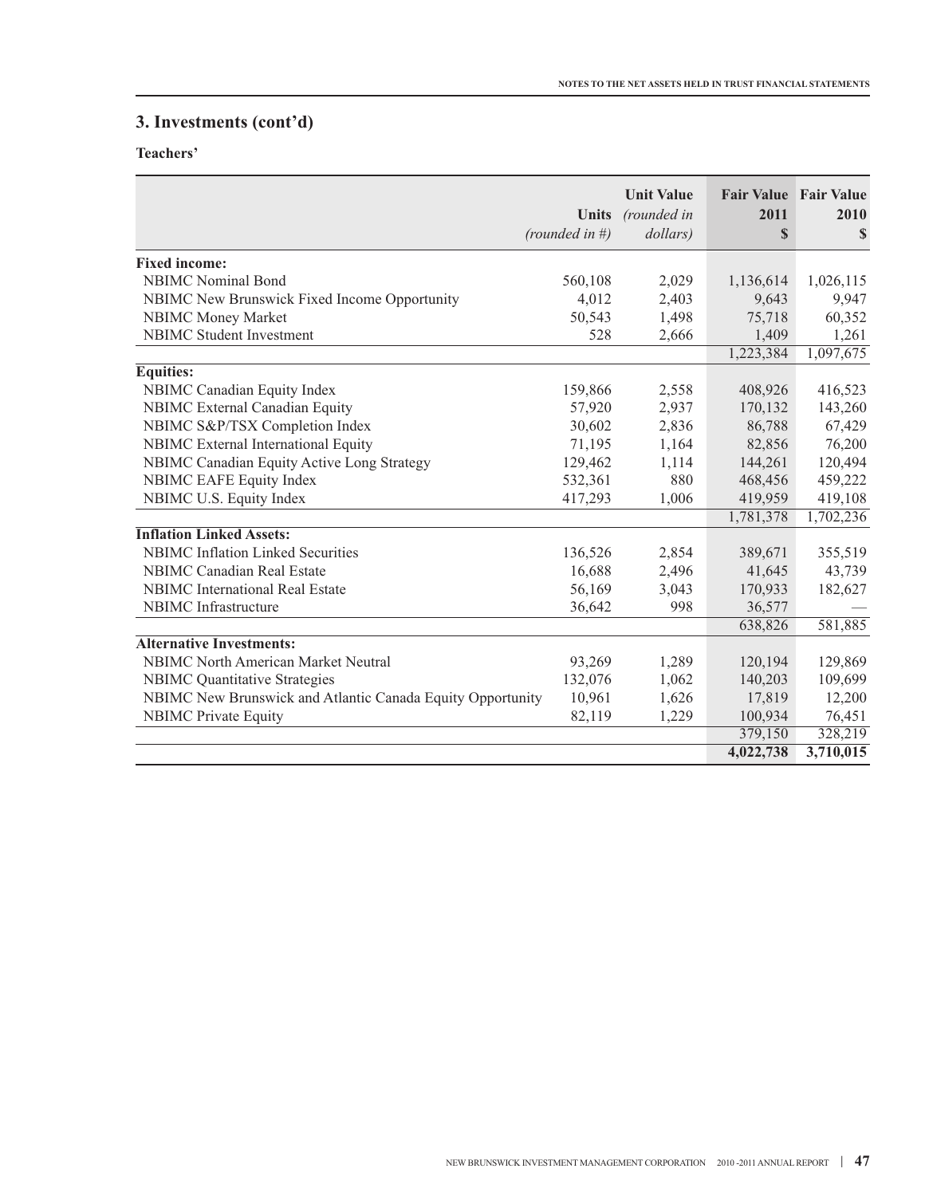## 3. Investments (cont'd)

### Teachers'

| | Units *(rounded in #)* | Unit Value *(rounded in dollars)* | Fair Value 2011 $ | Fair Value 2010 $ |
|---|---|---|---|---|
| **Fixed income:** | | | | |
| NBIMC Nominal Bond | 560,108 | 2,029 | 1,136,614 | 1,026,115 |
| NBIMC New Brunswick Fixed Income Opportunity | 4,012 | 2,403 | 9,643 | 9,947 |
| NBIMC Money Market | 50,543 | 1,498 | 75,718 | 60,352 |
| NBIMC Student Investment | 528 | 2,666 | 1,409 | 1,261 |
| | | | 1,223,384 | 1,097,675 |
| **Equities:** | | | | |
| NBIMC Canadian Equity Index | 159,866 | 2,558 | 408,926 | 416,523 |
| NBIMC External Canadian Equity | 57,920 | 2,937 | 170,132 | 143,260 |
| NBIMC S&P/TSX Completion Index | 30,602 | 2,836 | 86,788 | 67,429 |
| NBIMC External International Equity | 71,195 | 1,164 | 82,856 | 76,200 |
| NBIMC Canadian Equity Active Long Strategy | 129,462 | 1,114 | 144,261 | 120,494 |
| NBIMC EAFE Equity Index | 532,361 | 880 | 468,456 | 459,222 |
| NBIMC U.S. Equity Index | 417,293 | 1,006 | 419,959 | 419,108 |
| | | | 1,781,378 | 1,702,236 |
| **Inflation Linked Assets:** | | | | |
| NBIMC Inflation Linked Securities | 136,526 | 2,854 | 389,671 | 355,519 |
| NBIMC Canadian Real Estate | 16,688 | 2,496 | 41,645 | 43,739 |
| NBIMC International Real Estate | 56,169 | 3,043 | 170,933 | 182,627 |
| NBIMC Infrastructure | 36,642 | 998 | 36,577 | — |
| | | | 638,826 | 581,885 |
| **Alternative Investments:** | | | | |
| NBIMC North American Market Neutral | 93,269 | 1,289 | 120,194 | 129,869 |
| NBIMC Quantitative Strategies | 132,076 | 1,062 | 140,203 | 109,699 |
| NBIMC New Brunswick and Atlantic Canada Equity Opportunity | 10,961 | 1,626 | 17,819 | 12,200 |
| NBIMC Private Equity | 82,119 | 1,229 | 100,934 | 76,451 |
| | | | 379,150 | 328,219 |
| | | | **4,022,738** | **3,710,015** |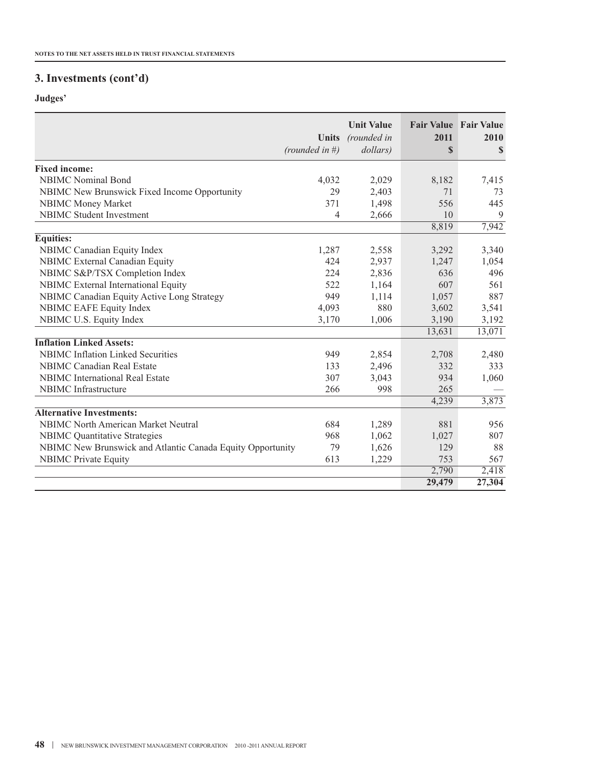## 3. Investments (cont'd)

### Judges'

| | Units *(rounded in #)* | Unit Value *(rounded in dollars)* | Fair Value 2011 $ | Fair Value 2010 $ |
|---|---|---|---|---|
| **Fixed income:** | | | | |
| NBIMC Nominal Bond | 4,032 | 2,029 | 8,182 | 7,415 |
| NBIMC New Brunswick Fixed Income Opportunity | 29 | 2,403 | 71 | 73 |
| NBIMC Money Market | 371 | 1,498 | 556 | 445 |
| NBIMC Student Investment | 4 | 2,666 | 10 | 9 |
| | | | 8,819 | 7,942 |
| **Equities:** | | | | |
| NBIMC Canadian Equity Index | 1,287 | 2,558 | 3,292 | 3,340 |
| NBIMC External Canadian Equity | 424 | 2,937 | 1,247 | 1,054 |
| NBIMC S&P/TSX Completion Index | 224 | 2,836 | 636 | 496 |
| NBIMC External International Equity | 522 | 1,164 | 607 | 561 |
| NBIMC Canadian Equity Active Long Strategy | 949 | 1,114 | 1,057 | 887 |
| NBIMC EAFE Equity Index | 4,093 | 880 | 3,602 | 3,541 |
| NBIMC U.S. Equity Index | 3,170 | 1,006 | 3,190 | 3,192 |
| | | | 13,631 | 13,071 |
| **Inflation Linked Assets:** | | | | |
| NBIMC Inflation Linked Securities | 949 | 2,854 | 2,708 | 2,480 |
| NBIMC Canadian Real Estate | 133 | 2,496 | 332 | 333 |
| NBIMC International Real Estate | 307 | 3,043 | 934 | 1,060 |
| NBIMC Infrastructure | 266 | 998 | 265 | — |
| | | | 4,239 | 3,873 |
| **Alternative Investments:** | | | | |
| NBIMC North American Market Neutral | 684 | 1,289 | 881 | 956 |
| NBIMC Quantitative Strategies | 968 | 1,062 | 1,027 | 807 |
| NBIMC New Brunswick and Atlantic Canada Equity Opportunity | 79 | 1,626 | 129 | 88 |
| NBIMC Private Equity | 613 | 1,229 | 753 | 567 |
| | | | 2,790 | 2,418 |
| | | | **29,479** | **27,304** |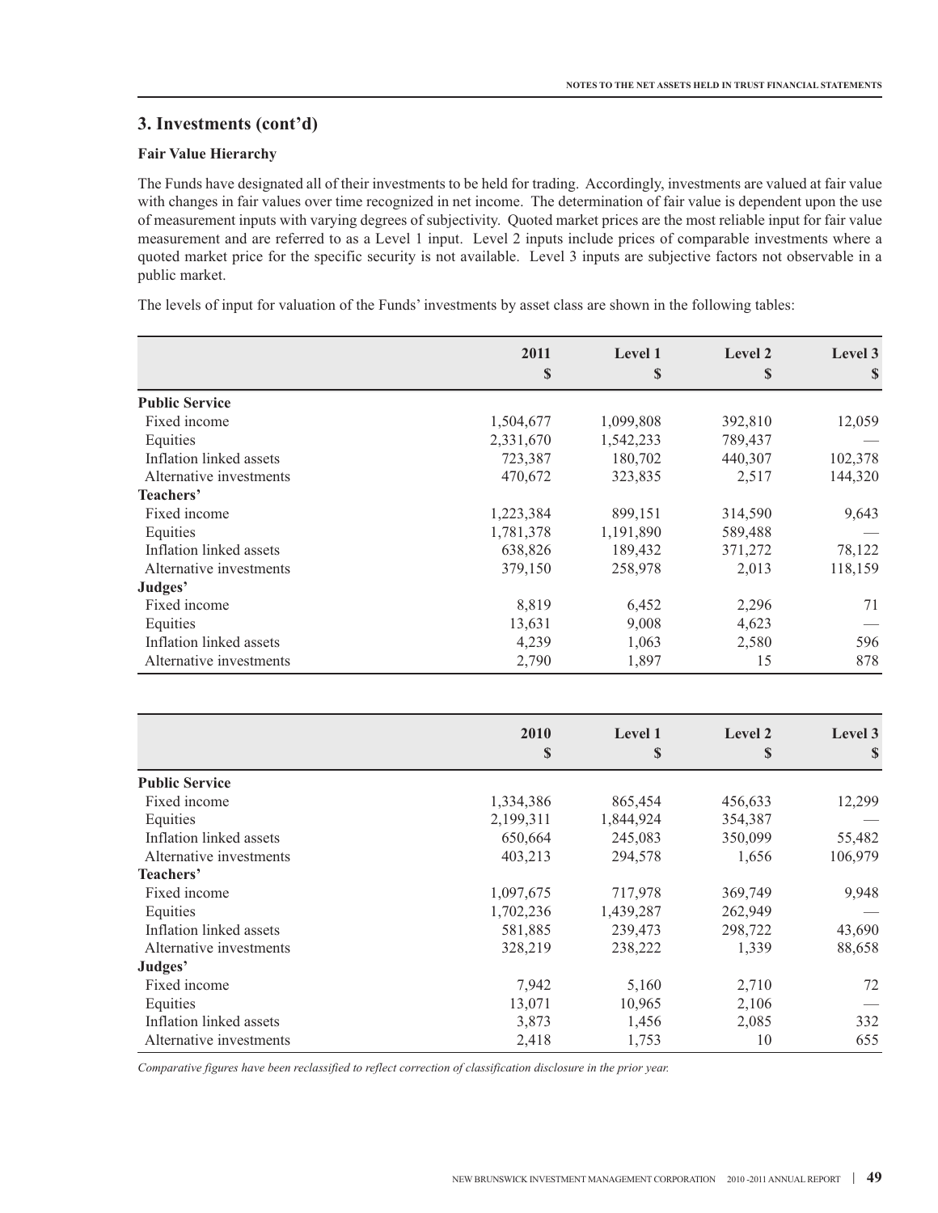## 3. Investments (cont'd)

### Fair Value Hierarchy

The Funds have designated all of their investments to be held for trading. Accordingly, investments are valued at fair value with changes in fair values over time recognized in net income. The determination of fair value is dependent upon the use of measurement inputs with varying degrees of subjectivity. Quoted market prices are the most reliable input for fair value measurement and are referred to as a Level 1 input. Level 2 inputs include prices of comparable investments where a quoted market price for the specific security is not available. Level 3 inputs are subjective factors not observable in a public market.

The levels of input for valuation of the Funds' investments by asset class are shown in the following tables:

| | 2011<br>$ | Level 1<br>$ | Level 2<br>$ | Level 3<br>$ |
|---|---|---|---|---|
| **Public Service** | | | | |
| Fixed income | 1,504,677 | 1,099,808 | 392,810 | 12,059 |
| Equities | 2,331,670 | 1,542,233 | 789,437 | — |
| Inflation linked assets | 723,387 | 180,702 | 440,307 | 102,378 |
| Alternative investments | 470,672 | 323,835 | 2,517 | 144,320 |
| **Teachers'** | | | | |
| Fixed income | 1,223,384 | 899,151 | 314,590 | 9,643 |
| Equities | 1,781,378 | 1,191,890 | 589,488 | — |
| Inflation linked assets | 638,826 | 189,432 | 371,272 | 78,122 |
| Alternative investments | 379,150 | 258,978 | 2,013 | 118,159 |
| **Judges'** | | | | |
| Fixed income | 8,819 | 6,452 | 2,296 | 71 |
| Equities | 13,631 | 9,008 | 4,623 | — |
| Inflation linked assets | 4,239 | 1,063 | 2,580 | 596 |
| Alternative investments | 2,790 | 1,897 | 15 | 878 |

| | 2010<br>$ | Level 1<br>$ | Level 2<br>$ | Level 3<br>$ |
|---|---|---|---|---|
| **Public Service** | | | | |
| Fixed income | 1,334,386 | 865,454 | 456,633 | 12,299 |
| Equities | 2,199,311 | 1,844,924 | 354,387 | — |
| Inflation linked assets | 650,664 | 245,083 | 350,099 | 55,482 |
| Alternative investments | 403,213 | 294,578 | 1,656 | 106,979 |
| **Teachers'** | | | | |
| Fixed income | 1,097,675 | 717,978 | 369,749 | 9,948 |
| Equities | 1,702,236 | 1,439,287 | 262,949 | — |
| Inflation linked assets | 581,885 | 239,473 | 298,722 | 43,690 |
| Alternative investments | 328,219 | 238,222 | 1,339 | 88,658 |
| **Judges'** | | | | |
| Fixed income | 7,942 | 5,160 | 2,710 | 72 |
| Equities | 13,071 | 10,965 | 2,106 | — |
| Inflation linked assets | 3,873 | 1,456 | 2,085 | 332 |
| Alternative investments | 2,418 | 1,753 | 10 | 655 |

*Comparative figures have been reclassified to reflect correction of classification disclosure in the prior year.*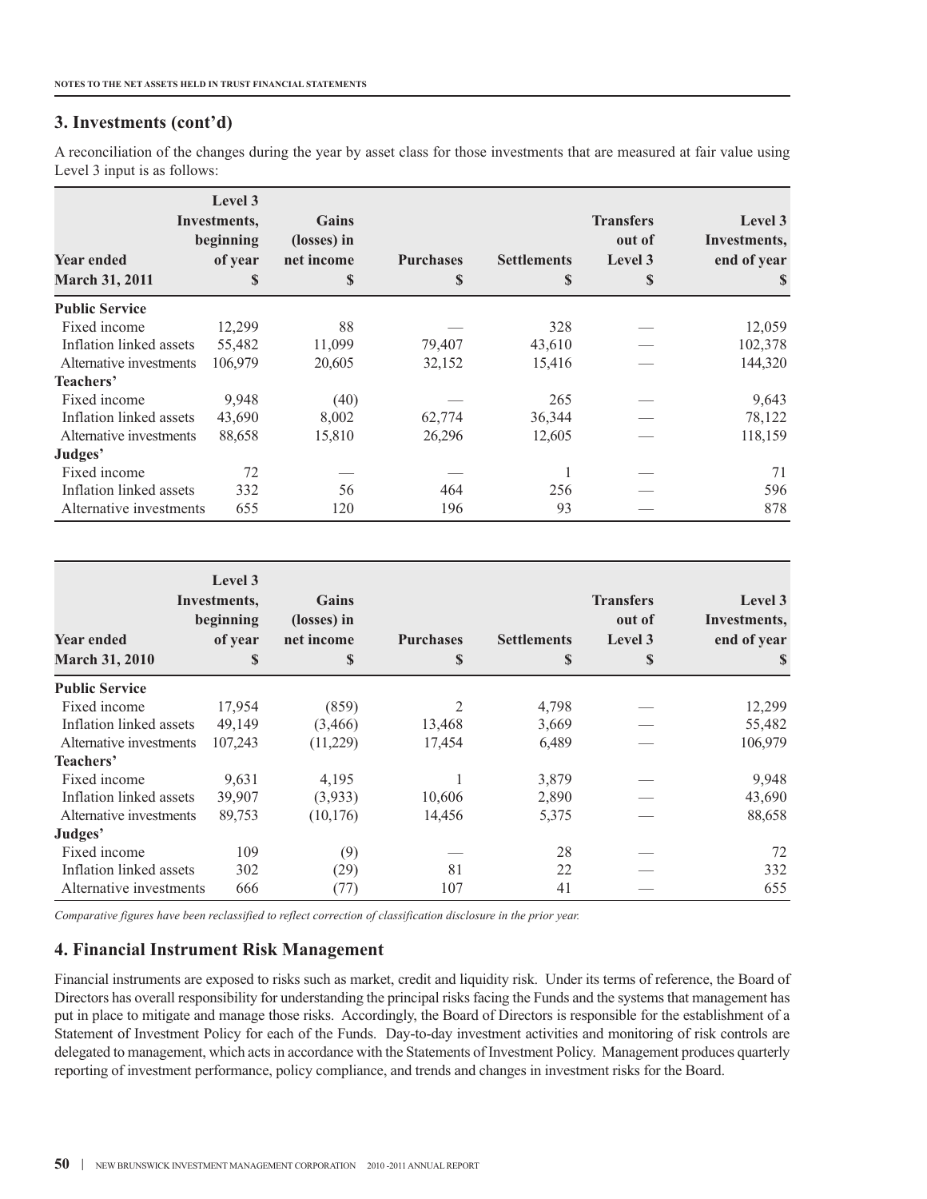## 3. Investments (cont'd)

A reconciliation of the changes during the year by asset class for those investments that are measured at fair value using Level 3 input is as follows:

| Year ended March 31, 2011 | Level 3 Investments, beginning of year $ | Gains (losses) in net income $ | Purchases $ | Settlements $ | Transfers out of Level 3 $ | Level 3 Investments, end of year $ |
|---|---|---|---|---|---|---|
| **Public Service** | | | | | | |
| Fixed income | 12,299 | 88 | — | 328 | — | 12,059 |
| Inflation linked assets | 55,482 | 11,099 | 79,407 | 43,610 | — | 102,378 |
| Alternative investments | 106,979 | 20,605 | 32,152 | 15,416 | — | 144,320 |
| **Teachers'** | | | | | | |
| Fixed income | 9,948 | (40) | — | 265 | — | 9,643 |
| Inflation linked assets | 43,690 | 8,002 | 62,774 | 36,344 | — | 78,122 |
| Alternative investments | 88,658 | 15,810 | 26,296 | 12,605 | — | 118,159 |
| **Judges'** | | | | | | |
| Fixed income | 72 | — | — | 1 | — | 71 |
| Inflation linked assets | 332 | 56 | 464 | 256 | — | 596 |
| Alternative investments | 655 | 120 | 196 | 93 | — | 878 |

| Year ended March 31, 2010 | Level 3 Investments, beginning of year $ | Gains (losses) in net income $ | Purchases $ | Settlements $ | Transfers out of Level 3 $ | Level 3 Investments, end of year $ |
|---|---|---|---|---|---|---|
| **Public Service** | | | | | | |
| Fixed income | 17,954 | (859) | 2 | 4,798 | — | 12,299 |
| Inflation linked assets | 49,149 | (3,466) | 13,468 | 3,669 | — | 55,482 |
| Alternative investments | 107,243 | (11,229) | 17,454 | 6,489 | — | 106,979 |
| **Teachers'** | | | | | | |
| Fixed income | 9,631 | 4,195 | 1 | 3,879 | — | 9,948 |
| Inflation linked assets | 39,907 | (3,933) | 10,606 | 2,890 | — | 43,690 |
| Alternative investments | 89,753 | (10,176) | 14,456 | 5,375 | — | 88,658 |
| **Judges'** | | | | | | |
| Fixed income | 109 | (9) | — | 28 | — | 72 |
| Inflation linked assets | 302 | (29) | 81 | 22 | — | 332 |
| Alternative investments | 666 | (77) | 107 | 41 | — | 655 |

*Comparative figures have been reclassified to reflect correction of classification disclosure in the prior year.*

## 4. Financial Instrument Risk Management

Financial instruments are exposed to risks such as market, credit and liquidity risk. Under its terms of reference, the Board of Directors has overall responsibility for understanding the principal risks facing the Funds and the systems that management has put in place to mitigate and manage those risks. Accordingly, the Board of Directors is responsible for the establishment of a Statement of Investment Policy for each of the Funds. Day-to-day investment activities and monitoring of risk controls are delegated to management, which acts in accordance with the Statements of Investment Policy. Management produces quarterly reporting of investment performance, policy compliance, and trends and changes in investment risks for the Board.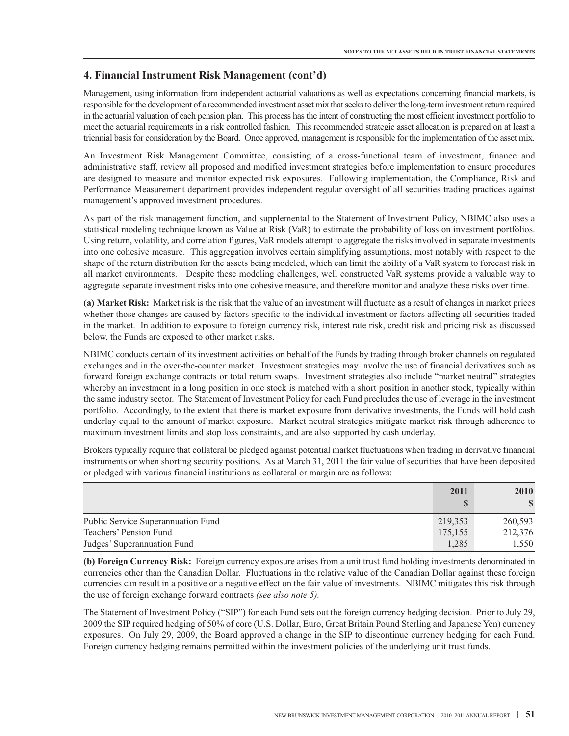## 4. Financial Instrument Risk Management (cont'd)

Management, using information from independent actuarial valuations as well as expectations concerning financial markets, is responsible for the development of a recommended investment asset mix that seeks to deliver the long-term investment return required in the actuarial valuation of each pension plan. This process has the intent of constructing the most efficient investment portfolio to meet the actuarial requirements in a risk controlled fashion. This recommended strategic asset allocation is prepared on at least a triennial basis for consideration by the Board. Once approved, management is responsible for the implementation of the asset mix.

An Investment Risk Management Committee, consisting of a cross-functional team of investment, finance and administrative staff, review all proposed and modified investment strategies before implementation to ensure procedures are designed to measure and monitor expected risk exposures. Following implementation, the Compliance, Risk and Performance Measurement department provides independent regular oversight of all securities trading practices against management's approved investment procedures.

As part of the risk management function, and supplemental to the Statement of Investment Policy, NBIMC also uses a statistical modeling technique known as Value at Risk (VaR) to estimate the probability of loss on investment portfolios. Using return, volatility, and correlation figures, VaR models attempt to aggregate the risks involved in separate investments into one cohesive measure. This aggregation involves certain simplifying assumptions, most notably with respect to the shape of the return distribution for the assets being modeled, which can limit the ability of a VaR system to forecast risk in all market environments. Despite these modeling challenges, well constructed VaR systems provide a valuable way to aggregate separate investment risks into one cohesive measure, and therefore monitor and analyze these risks over time.

**(a) Market Risk:** Market risk is the risk that the value of an investment will fluctuate as a result of changes in market prices whether those changes are caused by factors specific to the individual investment or factors affecting all securities traded in the market. In addition to exposure to foreign currency risk, interest rate risk, credit risk and pricing risk as discussed below, the Funds are exposed to other market risks.

NBIMC conducts certain of its investment activities on behalf of the Funds by trading through broker channels on regulated exchanges and in the over-the-counter market. Investment strategies may involve the use of financial derivatives such as forward foreign exchange contracts or total return swaps. Investment strategies also include "market neutral" strategies whereby an investment in a long position in one stock is matched with a short position in another stock, typically within the same industry sector. The Statement of Investment Policy for each Fund precludes the use of leverage in the investment portfolio. Accordingly, to the extent that there is market exposure from derivative investments, the Funds will hold cash underlay equal to the amount of market exposure. Market neutral strategies mitigate market risk through adherence to maximum investment limits and stop loss constraints, and are also supported by cash underlay.

Brokers typically require that collateral be pledged against potential market fluctuations when trading in derivative financial instruments or when shorting security positions. As at March 31, 2011 the fair value of securities that have been deposited or pledged with various financial institutions as collateral or margin are as follows:

| | 2011<br>$ | 2010<br>$ |
|---|---|---|
| Public Service Superannuation Fund | 219,353 | 260,593 |
| Teachers' Pension Fund | 175,155 | 212,376 |
| Judges' Superannuation Fund | 1,285 | 1,550 |

**(b) Foreign Currency Risk:** Foreign currency exposure arises from a unit trust fund holding investments denominated in currencies other than the Canadian Dollar. Fluctuations in the relative value of the Canadian Dollar against these foreign currencies can result in a positive or a negative effect on the fair value of investments. NBIMC mitigates this risk through the use of foreign exchange forward contracts *(see also note 5).*

The Statement of Investment Policy ("SIP") for each Fund sets out the foreign currency hedging decision. Prior to July 29, 2009 the SIP required hedging of 50% of core (U.S. Dollar, Euro, Great Britain Pound Sterling and Japanese Yen) currency exposures. On July 29, 2009, the Board approved a change in the SIP to discontinue currency hedging for each Fund. Foreign currency hedging remains permitted within the investment policies of the underlying unit trust funds.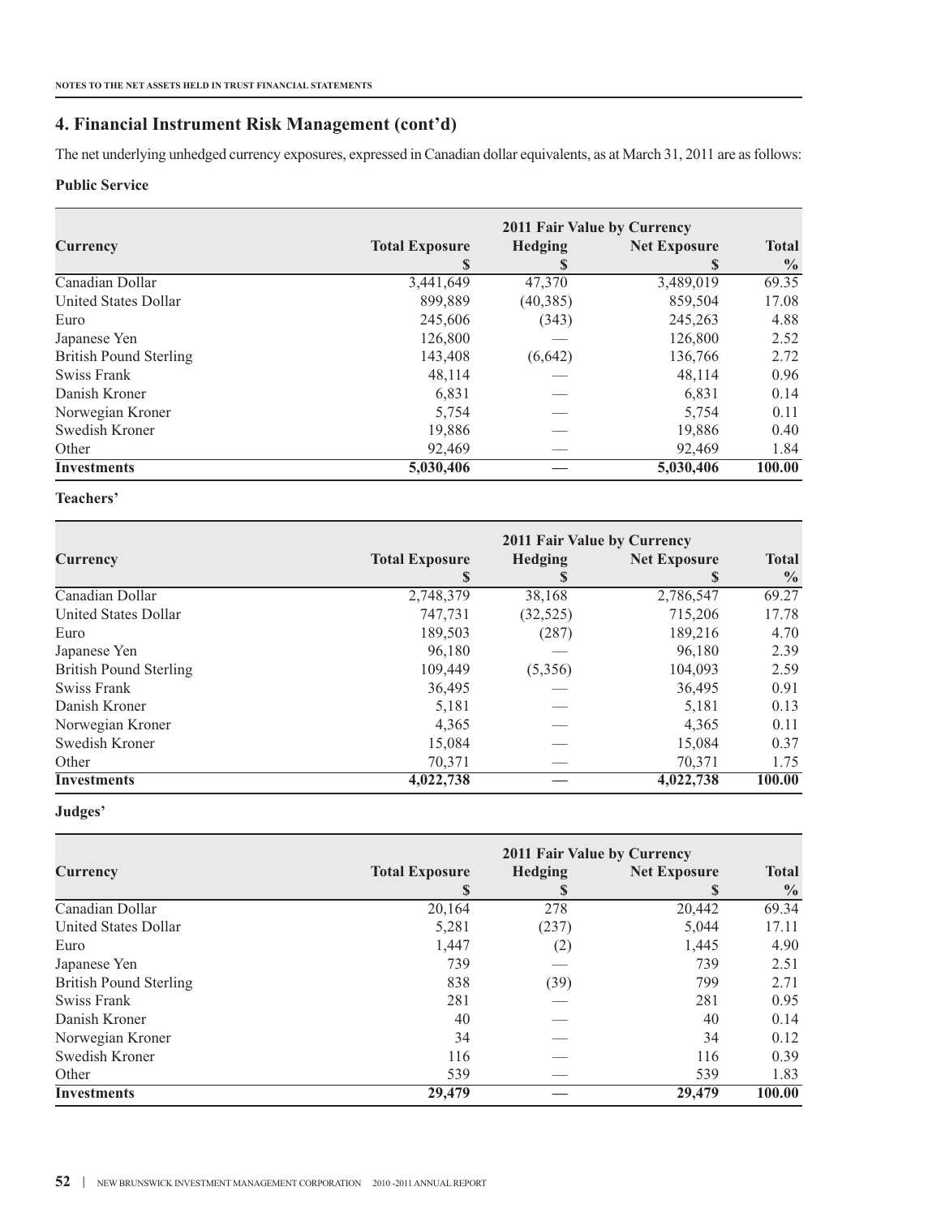## 4. Financial Instrument Risk Management (cont'd)

The net underlying unhedged currency exposures, expressed in Canadian dollar equivalents, as at March 31, 2011 are as follows:

**Public Service**

| Currency | 2011 Fair Value by Currency | | | |
|---|---|---|---|---|
| | Total Exposure<br>$ | Hedging<br>$ | Net Exposure<br>$ | Total<br>% |
| Canadian Dollar | 3,441,649 | 47,370 | 3,489,019 | 69.35 |
| United States Dollar | 899,889 | (40,385) | 859,504 | 17.08 |
| Euro | 245,606 | (343) | 245,263 | 4.88 |
| Japanese Yen | 126,800 | — | 126,800 | 2.52 |
| British Pound Sterling | 143,408 | (6,642) | 136,766 | 2.72 |
| Swiss Frank | 48,114 | — | 48,114 | 0.96 |
| Danish Kroner | 6,831 | — | 6,831 | 0.14 |
| Norwegian Kroner | 5,754 | — | 5,754 | 0.11 |
| Swedish Kroner | 19,886 | — | 19,886 | 0.40 |
| Other | 92,469 | — | 92,469 | 1.84 |
| **Investments** | **5,030,406** | **—** | **5,030,406** | **100.00** |

**Teachers'**

| Currency | 2011 Fair Value by Currency | | | |
|---|---|---|---|---|
| | Total Exposure<br>$ | Hedging<br>$ | Net Exposure<br>$ | Total<br>% |
| Canadian Dollar | 2,748,379 | 38,168 | 2,786,547 | 69.27 |
| United States Dollar | 747,731 | (32,525) | 715,206 | 17.78 |
| Euro | 189,503 | (287) | 189,216 | 4.70 |
| Japanese Yen | 96,180 | — | 96,180 | 2.39 |
| British Pound Sterling | 109,449 | (5,356) | 104,093 | 2.59 |
| Swiss Frank | 36,495 | — | 36,495 | 0.91 |
| Danish Kroner | 5,181 | — | 5,181 | 0.13 |
| Norwegian Kroner | 4,365 | — | 4,365 | 0.11 |
| Swedish Kroner | 15,084 | — | 15,084 | 0.37 |
| Other | 70,371 | — | 70,371 | 1.75 |
| **Investments** | **4,022,738** | **—** | **4,022,738** | **100.00** |

**Judges'**

| Currency | 2011 Fair Value by Currency | | | |
|---|---|---|---|---|
| | Total Exposure<br>$ | Hedging<br>$ | Net Exposure<br>$ | Total<br>% |
| Canadian Dollar | 20,164 | 278 | 20,442 | 69.34 |
| United States Dollar | 5,281 | (237) | 5,044 | 17.11 |
| Euro | 1,447 | (2) | 1,445 | 4.90 |
| Japanese Yen | 739 | — | 739 | 2.51 |
| British Pound Sterling | 838 | (39) | 799 | 2.71 |
| Swiss Frank | 281 | — | 281 | 0.95 |
| Danish Kroner | 40 | — | 40 | 0.14 |
| Norwegian Kroner | 34 | — | 34 | 0.12 |
| Swedish Kroner | 116 | — | 116 | 0.39 |
| Other | 539 | — | 539 | 1.83 |
| **Investments** | **29,479** | **—** | **29,479** | **100.00** |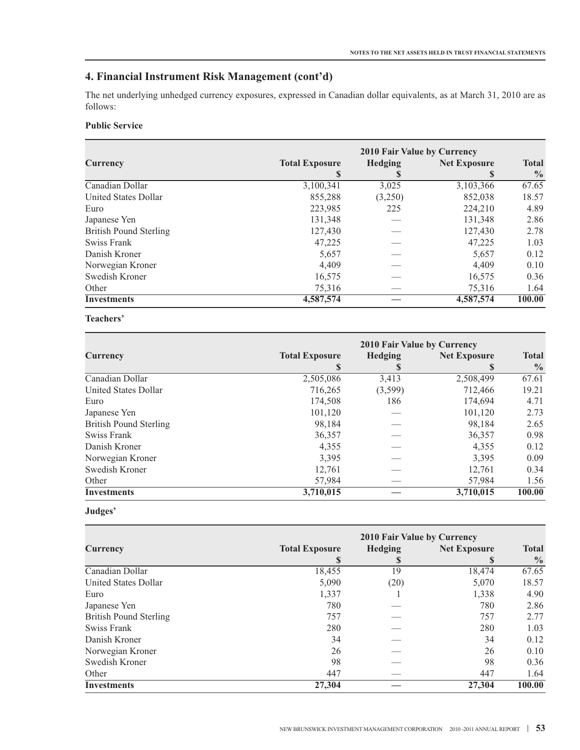## 4. Financial Instrument Risk Management (cont'd)

The net underlying unhedged currency exposures, expressed in Canadian dollar equivalents, as at March 31, 2010 are as follows:

### Public Service

| Currency | 2010 Fair Value by Currency | | | |
|---|---|---|---|---|
| | Total Exposure $ | Hedging $ | Net Exposure $ | Total % |
| Canadian Dollar | 3,100,341 | 3,025 | 3,103,366 | 67.65 |
| United States Dollar | 855,288 | (3,250) | 852,038 | 18.57 |
| Euro | 223,985 | 225 | 224,210 | 4.89 |
| Japanese Yen | 131,348 | — | 131,348 | 2.86 |
| British Pound Sterling | 127,430 | — | 127,430 | 2.78 |
| Swiss Frank | 47,225 | — | 47,225 | 1.03 |
| Danish Kroner | 5,657 | — | 5,657 | 0.12 |
| Norwegian Kroner | 4,409 | — | 4,409 | 0.10 |
| Swedish Kroner | 16,575 | — | 16,575 | 0.36 |
| Other | 75,316 | — | 75,316 | 1.64 |
| **Investments** | **4,587,574** | **—** | **4,587,574** | **100.00** |

### Teachers'

| Currency | 2010 Fair Value by Currency | | | |
|---|---|---|---|---|
| | Total Exposure $ | Hedging $ | Net Exposure $ | Total % |
| Canadian Dollar | 2,505,086 | 3,413 | 2,508,499 | 67.61 |
| United States Dollar | 716,265 | (3,599) | 712,466 | 19.21 |
| Euro | 174,508 | 186 | 174,694 | 4.71 |
| Japanese Yen | 101,120 | — | 101,120 | 2.73 |
| British Pound Sterling | 98,184 | — | 98,184 | 2.65 |
| Swiss Frank | 36,357 | — | 36,357 | 0.98 |
| Danish Kroner | 4,355 | — | 4,355 | 0.12 |
| Norwegian Kroner | 3,395 | — | 3,395 | 0.09 |
| Swedish Kroner | 12,761 | — | 12,761 | 0.34 |
| Other | 57,984 | — | 57,984 | 1.56 |
| **Investments** | **3,710,015** | **—** | **3,710,015** | **100.00** |

### Judges'

| Currency | 2010 Fair Value by Currency | | | |
|---|---|---|---|---|
| | Total Exposure $ | Hedging $ | Net Exposure $ | Total % |
| Canadian Dollar | 18,455 | 19 | 18,474 | 67.65 |
| United States Dollar | 5,090 | (20) | 5,070 | 18.57 |
| Euro | 1,337 | 1 | 1,338 | 4.90 |
| Japanese Yen | 780 | — | 780 | 2.86 |
| British Pound Sterling | 757 | — | 757 | 2.77 |
| Swiss Frank | 280 | — | 280 | 1.03 |
| Danish Kroner | 34 | — | 34 | 0.12 |
| Norwegian Kroner | 26 | — | 26 | 0.10 |
| Swedish Kroner | 98 | — | 98 | 0.36 |
| Other | 447 | — | 447 | 1.64 |
| **Investments** | **27,304** | **—** | **27,304** | **100.00** |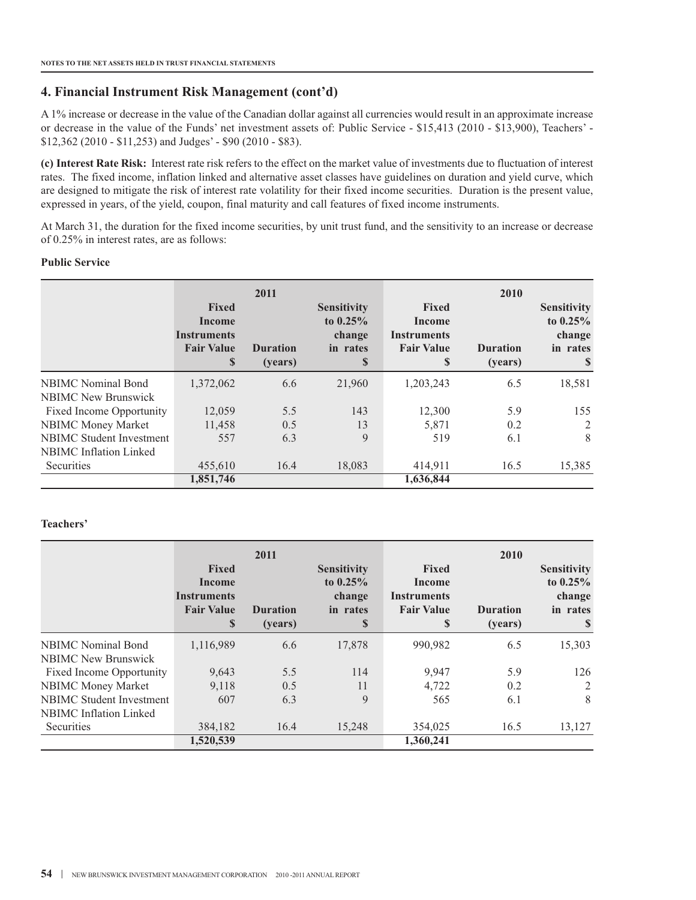## 4. Financial Instrument Risk Management (cont'd)

A 1% increase or decrease in the value of the Canadian dollar against all currencies would result in an approximate increase or decrease in the value of the Funds' net investment assets of: Public Service - $15,413 (2010 - $13,900), Teachers' - $12,362 (2010 - $11,253) and Judges' - $90 (2010 - $83).

**(c) Interest Rate Risk:** Interest rate risk refers to the effect on the market value of investments due to fluctuation of interest rates. The fixed income, inflation linked and alternative asset classes have guidelines on duration and yield curve, which are designed to mitigate the risk of interest rate volatility for their fixed income securities. Duration is the present value, expressed in years, of the yield, coupon, final maturity and call features of fixed income instruments.

At March 31, the duration for the fixed income securities, by unit trust fund, and the sensitivity to an increase or decrease of 0.25% in interest rates, are as follows:

**Public Service**

| | 2011 | | | 2010 | | |
|---|---|---|---|---|---|---|
| | Fixed Income Instruments Fair Value $ | Duration (years) | Sensitivity to 0.25% change in rates $ | Fixed Income Instruments Fair Value $ | Duration (years) | Sensitivity to 0.25% change in rates $ |
| NBIMC Nominal Bond | 1,372,062 | 6.6 | 21,960 | 1,203,243 | 6.5 | 18,581 |
| NBIMC New Brunswick Fixed Income Opportunity | 12,059 | 5.5 | 143 | 12,300 | 5.9 | 155 |
| NBIMC Money Market | 11,458 | 0.5 | 13 | 5,871 | 0.2 | 2 |
| NBIMC Student Investment | 557 | 6.3 | 9 | 519 | 6.1 | 8 |
| NBIMC Inflation Linked Securities | 455,610 | 16.4 | 18,083 | 414,911 | 16.5 | 15,385 |
| | **1,851,746** | | | **1,636,844** | | |

**Teachers'**

| | 2011 | | | 2010 | | |
|---|---|---|---|---|---|---|
| | Fixed Income Instruments Fair Value $ | Duration (years) | Sensitivity to 0.25% change in rates $ | Fixed Income Instruments Fair Value $ | Duration (years) | Sensitivity to 0.25% change in rates $ |
| NBIMC Nominal Bond | 1,116,989 | 6.6 | 17,878 | 990,982 | 6.5 | 15,303 |
| NBIMC New Brunswick Fixed Income Opportunity | 9,643 | 5.5 | 114 | 9,947 | 5.9 | 126 |
| NBIMC Money Market | 9,118 | 0.5 | 11 | 4,722 | 0.2 | 2 |
| NBIMC Student Investment | 607 | 6.3 | 9 | 565 | 6.1 | 8 |
| NBIMC Inflation Linked Securities | 384,182 | 16.4 | 15,248 | 354,025 | 16.5 | 13,127 |
| | **1,520,539** | | | **1,360,241** | | |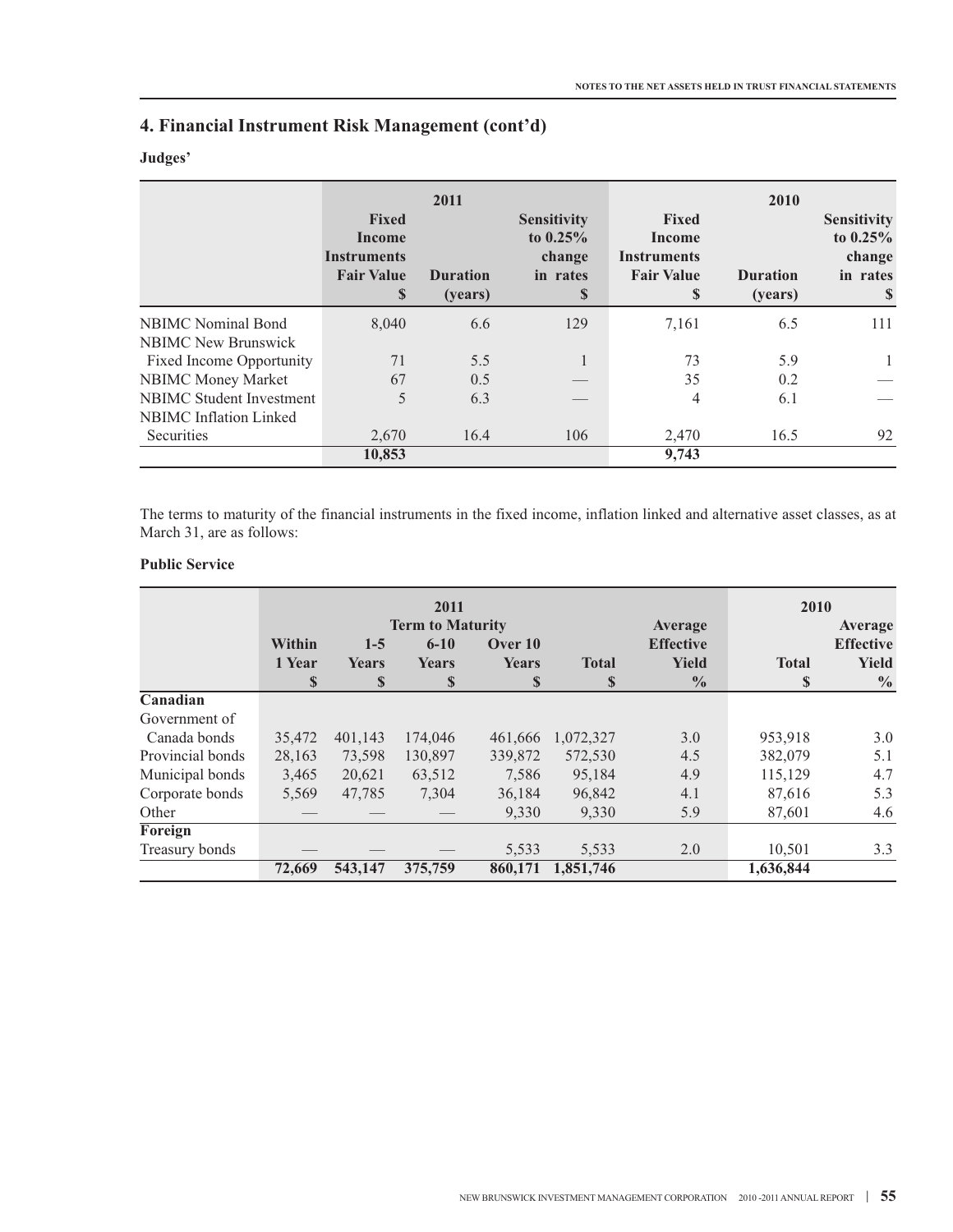## 4. Financial Instrument Risk Management (cont'd)

**Judges'**

| | 2011 | | | 2010 | | |
|---|---|---|---|---|---|---|
| | Fixed Income Instruments Fair Value $ | Duration (years) | Sensitivity to 0.25% change in rates $ | Fixed Income Instruments Fair Value $ | Duration (years) | Sensitivity to 0.25% change in rates $ |
| NBIMC Nominal Bond | 8,040 | 6.6 | 129 | 7,161 | 6.5 | 111 |
| NBIMC New Brunswick Fixed Income Opportunity | 71 | 5.5 | 1 | 73 | 5.9 | 1 |
| NBIMC Money Market | 67 | 0.5 | — | 35 | 0.2 | — |
| NBIMC Student Investment | 5 | 6.3 | — | 4 | 6.1 | — |
| NBIMC Inflation Linked Securities | 2,670 | 16.4 | 106 | 2,470 | 16.5 | 92 |
| | **10,853** | | | **9,743** | | |

The terms to maturity of the financial instruments in the fixed income, inflation linked and alternative asset classes, as at March 31, are as follows:

**Public Service**

| | 2011 | | | | | | 2010 | |
|---|---|---|---|---|---|---|---|---|
| | Term to Maturity | | | | | | | |
| | Within 1 Year $ | 1-5 Years $ | 6-10 Years $ | Over 10 Years $ | Total $ | Average Effective Yield % | Total $ | Average Effective Yield % |
| **Canadian** | | | | | | | | |
| Government of Canada bonds | 35,472 | 401,143 | 174,046 | 461,666 | 1,072,327 | 3.0 | 953,918 | 3.0 |
| Provincial bonds | 28,163 | 73,598 | 130,897 | 339,872 | 572,530 | 4.5 | 382,079 | 5.1 |
| Municipal bonds | 3,465 | 20,621 | 63,512 | 7,586 | 95,184 | 4.9 | 115,129 | 4.7 |
| Corporate bonds | 5,569 | 47,785 | 7,304 | 36,184 | 96,842 | 4.1 | 87,616 | 5.3 |
| Other | — | — | — | 9,330 | 9,330 | 5.9 | 87,601 | 4.6 |
| **Foreign** | | | | | | | | |
| Treasury bonds | — | — | — | 5,533 | 5,533 | 2.0 | 10,501 | 3.3 |
| | **72,669** | **543,147** | **375,759** | **860,171** | **1,851,746** | | **1,636,844** | |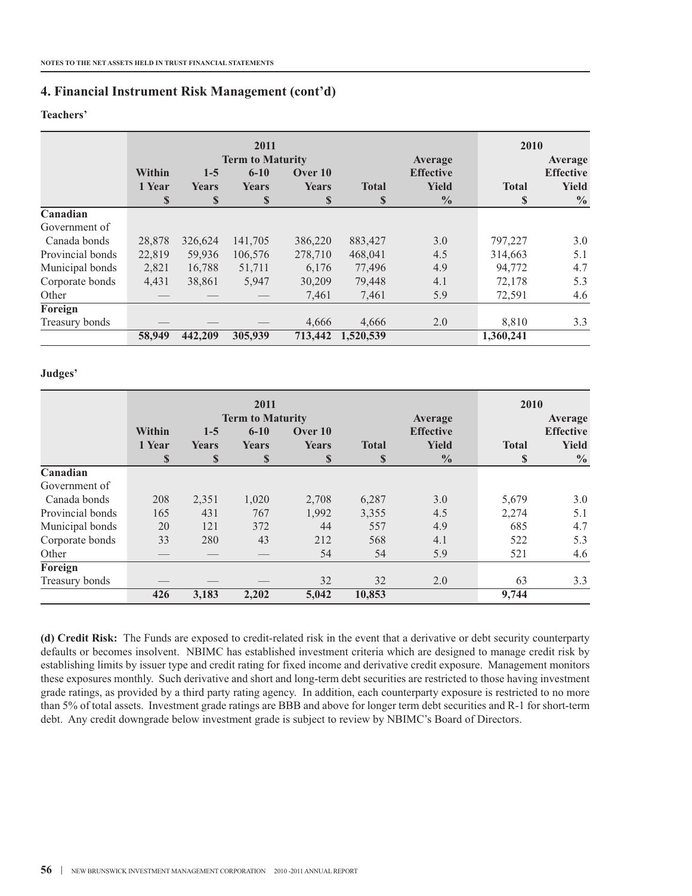## 4. Financial Instrument Risk Management (cont'd)

**Teachers'**

| | 2011 | | | | | | 2010 | |
|---|---|---|---|---|---|---|---|---|
| | Term to Maturity | | | | | | | |
| | Within 1 Year | 1-5 Years | 6-10 Years | Over 10 Years | Total | Average Effective Yield | Total | Average Effective Yield |
| | $ | $ | $ | $ | $ | % | $ | % |
| **Canadian** | | | | | | | | |
| Government of Canada bonds | 28,878 | 326,624 | 141,705 | 386,220 | 883,427 | 3.0 | 797,227 | 3.0 |
| Provincial bonds | 22,819 | 59,936 | 106,576 | 278,710 | 468,041 | 4.5 | 314,663 | 5.1 |
| Municipal bonds | 2,821 | 16,788 | 51,711 | 6,176 | 77,496 | 4.9 | 94,772 | 4.7 |
| Corporate bonds | 4,431 | 38,861 | 5,947 | 30,209 | 79,448 | 4.1 | 72,178 | 5.3 |
| Other | — | — | — | 7,461 | 7,461 | 5.9 | 72,591 | 4.6 |
| **Foreign** | | | | | | | | |
| Treasury bonds | — | — | — | 4,666 | 4,666 | 2.0 | 8,810 | 3.3 |
| | **58,949** | **442,209** | **305,939** | **713,442** | **1,520,539** | | **1,360,241** | |

**Judges'**

| | 2011 | | | | | | 2010 | |
|---|---|---|---|---|---|---|---|---|
| | Term to Maturity | | | | | | | |
| | Within 1 Year | 1-5 Years | 6-10 Years | Over 10 Years | Total | Average Effective Yield | Total | Average Effective Yield |
| | $ | $ | $ | $ | $ | % | $ | % |
| **Canadian** | | | | | | | | |
| Government of Canada bonds | 208 | 2,351 | 1,020 | 2,708 | 6,287 | 3.0 | 5,679 | 3.0 |
| Provincial bonds | 165 | 431 | 767 | 1,992 | 3,355 | 4.5 | 2,274 | 5.1 |
| Municipal bonds | 20 | 121 | 372 | 44 | 557 | 4.9 | 685 | 4.7 |
| Corporate bonds | 33 | 280 | 43 | 212 | 568 | 4.1 | 522 | 5.3 |
| Other | — | — | — | 54 | 54 | 5.9 | 521 | 4.6 |
| **Foreign** | | | | | | | | |
| Treasury bonds | — | — | — | 32 | 32 | 2.0 | 63 | 3.3 |
| | **426** | **3,183** | **2,202** | **5,042** | **10,853** | | **9,744** | |

**(d) Credit Risk:** The Funds are exposed to credit-related risk in the event that a derivative or debt security counterparty defaults or becomes insolvent. NBIMC has established investment criteria which are designed to manage credit risk by establishing limits by issuer type and credit rating for fixed income and derivative credit exposure. Management monitors these exposures monthly. Such derivative and short and long-term debt securities are restricted to those having investment grade ratings, as provided by a third party rating agency. In addition, each counterparty exposure is restricted to no more than 5% of total assets. Investment grade ratings are BBB and above for longer term debt securities and R-1 for short-term debt. Any credit downgrade below investment grade is subject to review by NBIMC's Board of Directors.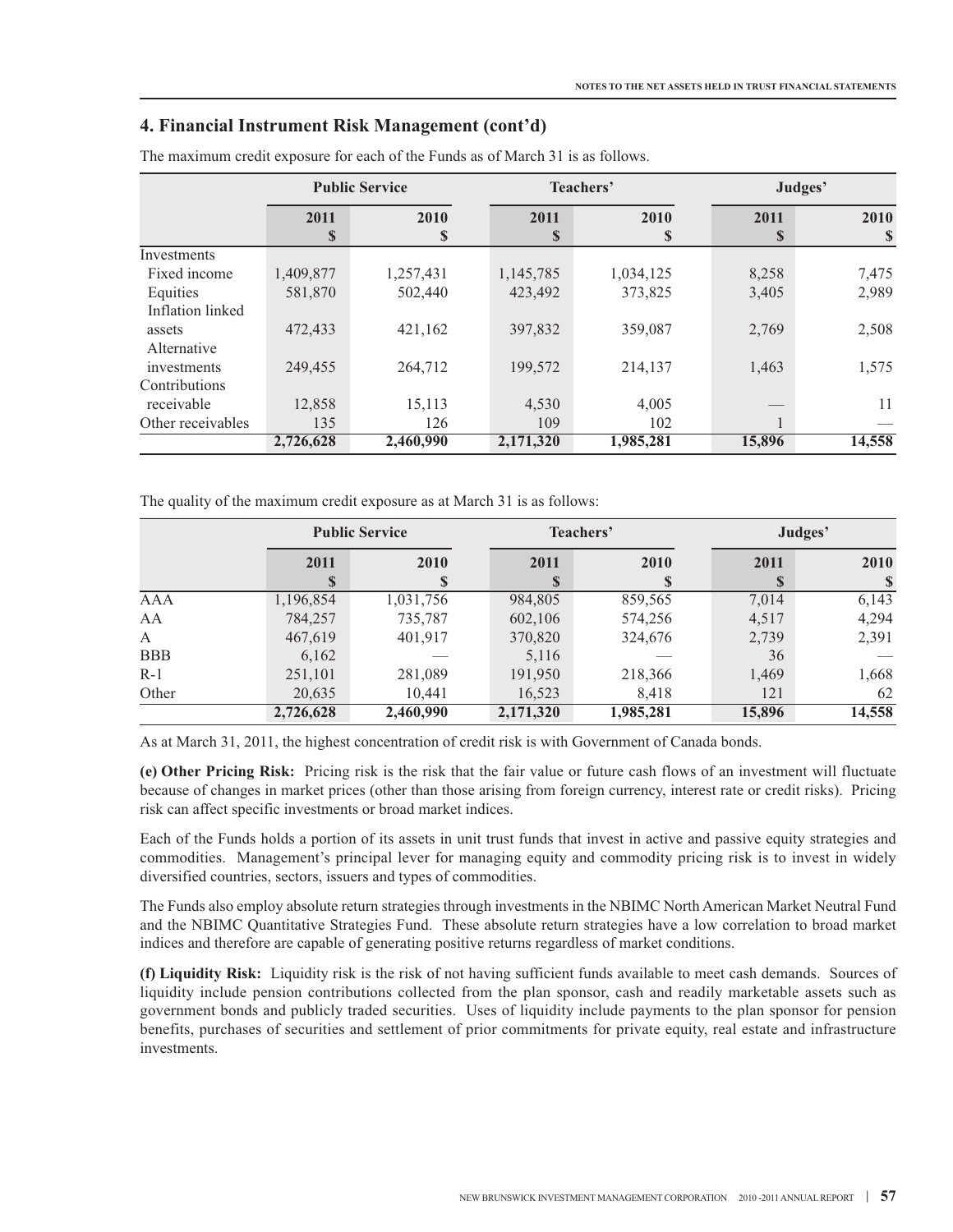## 4. Financial Instrument Risk Management (cont'd)

The maximum credit exposure for each of the Funds as of March 31 is as follows.

| | Public Service | | Teachers' | | Judges' | |
|---|---|---|---|---|---|---|
| | 2011<br>$ | 2010<br>$ | 2011<br>$ | 2010<br>$ | 2011<br>$ | 2010<br>$ |
| Investments | | | | | | |
| Fixed income | 1,409,877 | 1,257,431 | 1,145,785 | 1,034,125 | 8,258 | 7,475 |
| Equities | 581,870 | 502,440 | 423,492 | 373,825 | 3,405 | 2,989 |
| Inflation linked assets | 472,433 | 421,162 | 397,832 | 359,087 | 2,769 | 2,508 |
| Alternative investments | 249,455 | 264,712 | 199,572 | 214,137 | 1,463 | 1,575 |
| Contributions receivable | 12,858 | 15,113 | 4,530 | 4,005 | — | 11 |
| Other receivables | 135 | 126 | 109 | 102 | 1 | — |
| | **2,726,628** | **2,460,990** | **2,171,320** | **1,985,281** | **15,896** | **14,558** |

The quality of the maximum credit exposure as at March 31 is as follows:

| | Public Service | | Teachers' | | Judges' | |
|---|---|---|---|---|---|---|
| | 2011<br>$ | 2010<br>$ | 2011<br>$ | 2010<br>$ | 2011<br>$ | 2010<br>$ |
| AAA | 1,196,854 | 1,031,756 | 984,805 | 859,565 | 7,014 | 6,143 |
| AA | 784,257 | 735,787 | 602,106 | 574,256 | 4,517 | 4,294 |
| A | 467,619 | 401,917 | 370,820 | 324,676 | 2,739 | 2,391 |
| BBB | 6,162 | — | 5,116 | — | 36 | — |
| R-1 | 251,101 | 281,089 | 191,950 | 218,366 | 1,469 | 1,668 |
| Other | 20,635 | 10,441 | 16,523 | 8,418 | 121 | 62 |
| | **2,726,628** | **2,460,990** | **2,171,320** | **1,985,281** | **15,896** | **14,558** |

As at March 31, 2011, the highest concentration of credit risk is with Government of Canada bonds.

**(e) Other Pricing Risk:** Pricing risk is the risk that the fair value or future cash flows of an investment will fluctuate because of changes in market prices (other than those arising from foreign currency, interest rate or credit risks). Pricing risk can affect specific investments or broad market indices.

Each of the Funds holds a portion of its assets in unit trust funds that invest in active and passive equity strategies and commodities. Management's principal lever for managing equity and commodity pricing risk is to invest in widely diversified countries, sectors, issuers and types of commodities.

The Funds also employ absolute return strategies through investments in the NBIMC North American Market Neutral Fund and the NBIMC Quantitative Strategies Fund. These absolute return strategies have a low correlation to broad market indices and therefore are capable of generating positive returns regardless of market conditions.

**(f) Liquidity Risk:** Liquidity risk is the risk of not having sufficient funds available to meet cash demands. Sources of liquidity include pension contributions collected from the plan sponsor, cash and readily marketable assets such as government bonds and publicly traded securities. Uses of liquidity include payments to the plan sponsor for pension benefits, purchases of securities and settlement of prior commitments for private equity, real estate and infrastructure investments.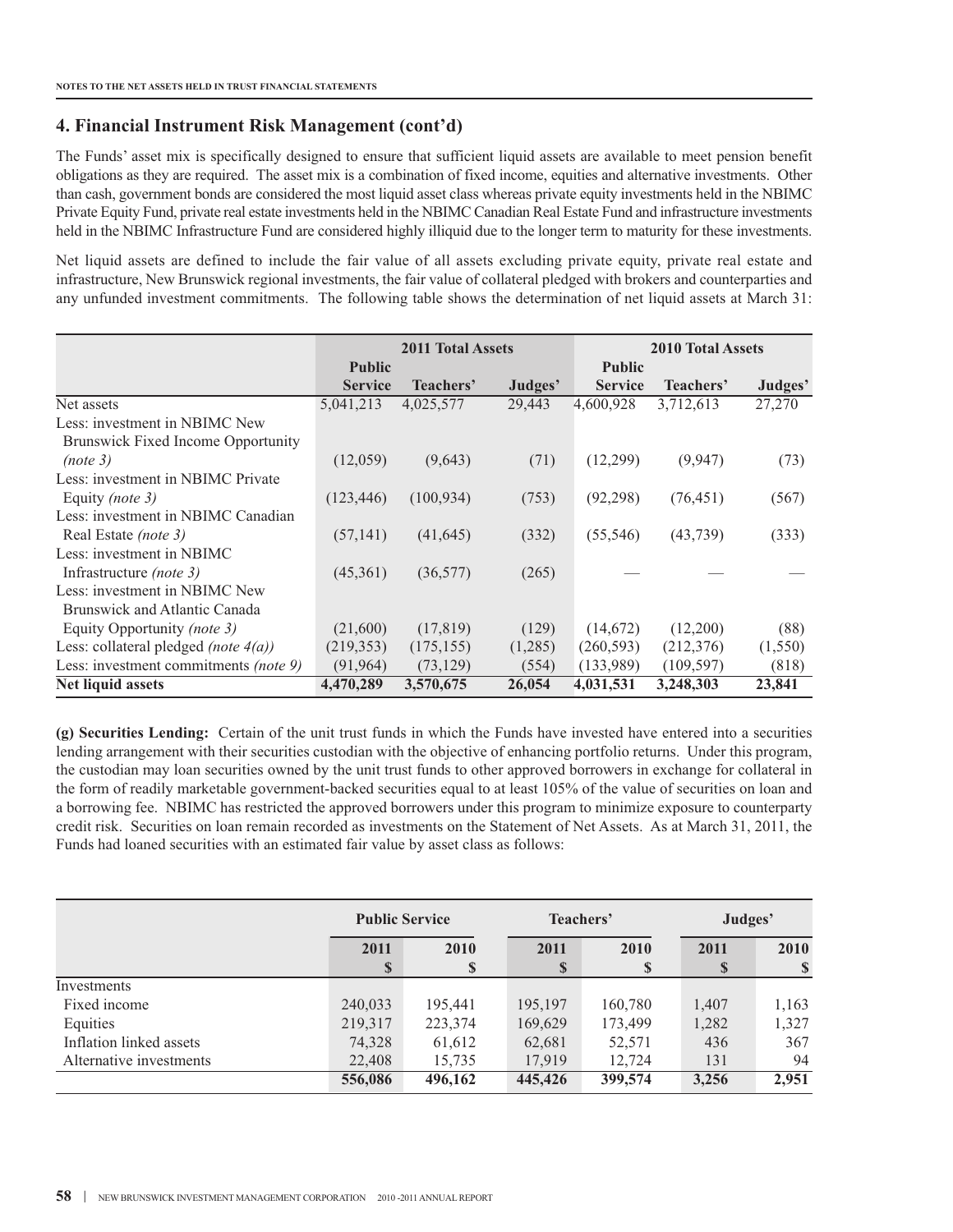## 4. Financial Instrument Risk Management (cont'd)

The Funds' asset mix is specifically designed to ensure that sufficient liquid assets are available to meet pension benefit obligations as they are required. The asset mix is a combination of fixed income, equities and alternative investments. Other than cash, government bonds are considered the most liquid asset class whereas private equity investments held in the NBIMC Private Equity Fund, private real estate investments held in the NBIMC Canadian Real Estate Fund and infrastructure investments held in the NBIMC Infrastructure Fund are considered highly illiquid due to the longer term to maturity for these investments.

Net liquid assets are defined to include the fair value of all assets excluding private equity, private real estate and infrastructure, New Brunswick regional investments, the fair value of collateral pledged with brokers and counterparties and any unfunded investment commitments. The following table shows the determination of net liquid assets at March 31:

| | 2011 Total Assets | | | 2010 Total Assets | | |
|---|---|---|---|---|---|---|
| | Public Service | Teachers' | Judges' | Public Service | Teachers' | Judges' |
| Net assets | 5,041,213 | 4,025,577 | 29,443 | 4,600,928 | 3,712,613 | 27,270 |
| Less: investment in NBIMC New Brunswick Fixed Income Opportunity *(note 3)* | (12,059) | (9,643) | (71) | (12,299) | (9,947) | (73) |
| Less: investment in NBIMC Private Equity *(note 3)* | (123,446) | (100,934) | (753) | (92,298) | (76,451) | (567) |
| Less: investment in NBIMC Canadian Real Estate *(note 3)* | (57,141) | (41,645) | (332) | (55,546) | (43,739) | (333) |
| Less: investment in NBIMC Infrastructure *(note 3)* | (45,361) | (36,577) | (265) | — | — | — |
| Less: investment in NBIMC New Brunswick and Atlantic Canada Equity Opportunity *(note 3)* | (21,600) | (17,819) | (129) | (14,672) | (12,200) | (88) |
| Less: collateral pledged *(note 4(a))* | (219,353) | (175,155) | (1,285) | (260,593) | (212,376) | (1,550) |
| Less: investment commitments *(note 9)* | (91,964) | (73,129) | (554) | (133,989) | (109,597) | (818) |
| **Net liquid assets** | **4,470,289** | **3,570,675** | **26,054** | **4,031,531** | **3,248,303** | **23,841** |

**(g) Securities Lending:** Certain of the unit trust funds in which the Funds have invested have entered into a securities lending arrangement with their securities custodian with the objective of enhancing portfolio returns. Under this program, the custodian may loan securities owned by the unit trust funds to other approved borrowers in exchange for collateral in the form of readily marketable government-backed securities equal to at least 105% of the value of securities on loan and a borrowing fee. NBIMC has restricted the approved borrowers under this program to minimize exposure to counterparty credit risk. Securities on loan remain recorded as investments on the Statement of Net Assets. As at March 31, 2011, the Funds had loaned securities with an estimated fair value by asset class as follows:

| | Public Service | | Teachers' | | Judges' | |
|---|---|---|---|---|---|---|
| | 2011<br>$ | 2010<br>$ | 2011<br>$ | 2010<br>$ | 2011<br>$ | 2010<br>$ |
| Investments | | | | | | |
| Fixed income | 240,033 | 195,441 | 195,197 | 160,780 | 1,407 | 1,163 |
| Equities | 219,317 | 223,374 | 169,629 | 173,499 | 1,282 | 1,327 |
| Inflation linked assets | 74,328 | 61,612 | 62,681 | 52,571 | 436 | 367 |
| Alternative investments | 22,408 | 15,735 | 17,919 | 12,724 | 131 | 94 |
| | **556,086** | **496,162** | **445,426** | **399,574** | **3,256** | **2,951** |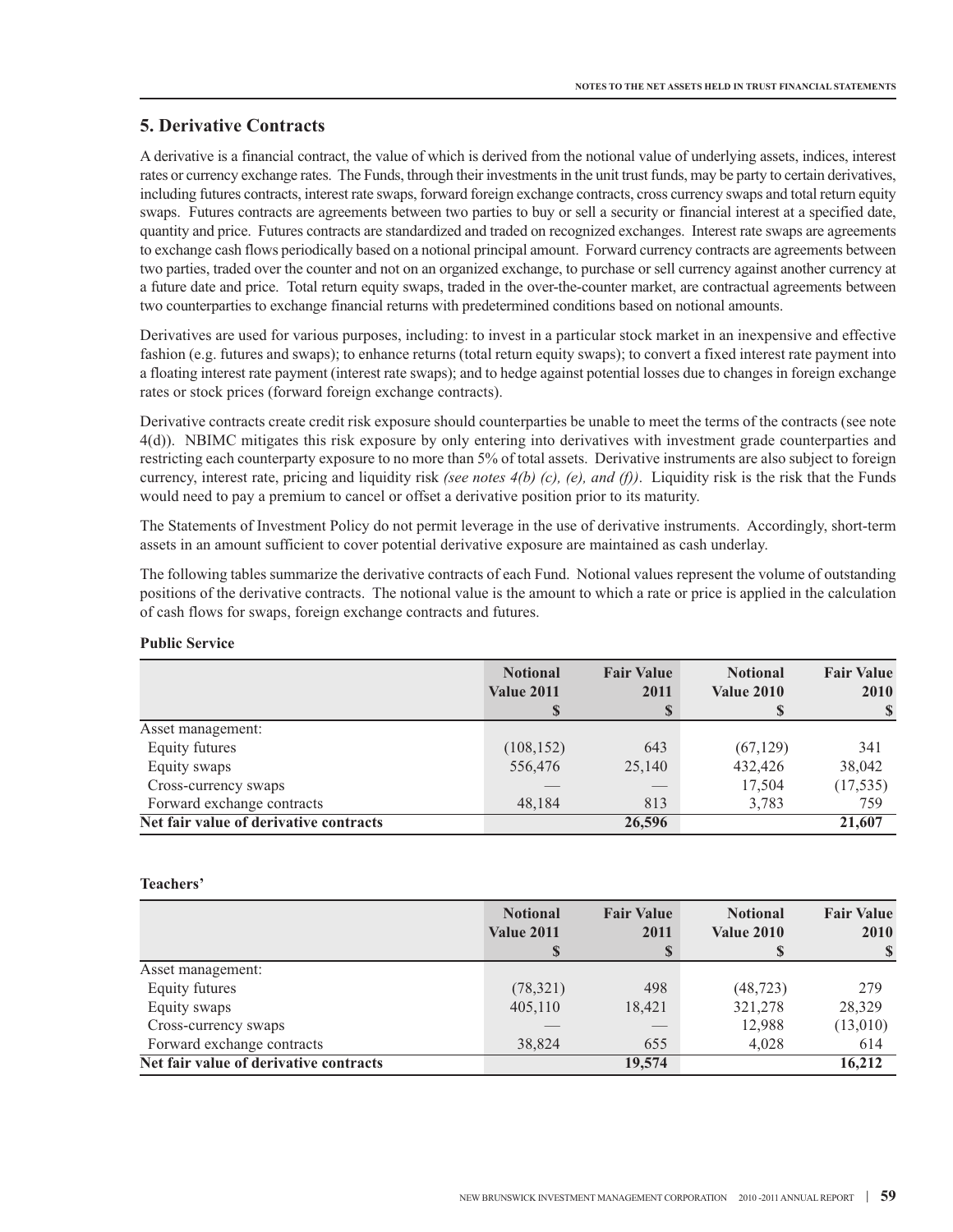## 5. Derivative Contracts

A derivative is a financial contract, the value of which is derived from the notional value of underlying assets, indices, interest rates or currency exchange rates. The Funds, through their investments in the unit trust funds, may be party to certain derivatives, including futures contracts, interest rate swaps, forward foreign exchange contracts, cross currency swaps and total return equity swaps. Futures contracts are agreements between two parties to buy or sell a security or financial interest at a specified date, quantity and price. Futures contracts are standardized and traded on recognized exchanges. Interest rate swaps are agreements to exchange cash flows periodically based on a notional principal amount. Forward currency contracts are agreements between two parties, traded over the counter and not on an organized exchange, to purchase or sell currency against another currency at a future date and price. Total return equity swaps, traded in the over-the-counter market, are contractual agreements between two counterparties to exchange financial returns with predetermined conditions based on notional amounts.

Derivatives are used for various purposes, including: to invest in a particular stock market in an inexpensive and effective fashion (e.g. futures and swaps); to enhance returns (total return equity swaps); to convert a fixed interest rate payment into a floating interest rate payment (interest rate swaps); and to hedge against potential losses due to changes in foreign exchange rates or stock prices (forward foreign exchange contracts).

Derivative contracts create credit risk exposure should counterparties be unable to meet the terms of the contracts (see note 4(d)). NBIMC mitigates this risk exposure by only entering into derivatives with investment grade counterparties and restricting each counterparty exposure to no more than 5% of total assets. Derivative instruments are also subject to foreign currency, interest rate, pricing and liquidity risk *(see notes 4(b) (c), (e), and (f))*. Liquidity risk is the risk that the Funds would need to pay a premium to cancel or offset a derivative position prior to its maturity.

The Statements of Investment Policy do not permit leverage in the use of derivative instruments. Accordingly, short-term assets in an amount sufficient to cover potential derivative exposure are maintained as cash underlay.

The following tables summarize the derivative contracts of each Fund. Notional values represent the volume of outstanding positions of the derivative contracts. The notional value is the amount to which a rate or price is applied in the calculation of cash flows for swaps, foreign exchange contracts and futures.

**Public Service**

| | Notional Value 2011 $ | Fair Value 2011 $ | Notional Value 2010 $ | Fair Value 2010 $ |
|---|---|---|---|---|
| Asset management: | | | | |
| Equity futures | (108,152) | 643 | (67,129) | 341 |
| Equity swaps | 556,476 | 25,140 | 432,426 | 38,042 |
| Cross-currency swaps | — | — | 17,504 | (17,535) |
| Forward exchange contracts | 48,184 | 813 | 3,783 | 759 |
| **Net fair value of derivative contracts** | | **26,596** | | **21,607** |

**Teachers'**

| | Notional Value 2011 $ | Fair Value 2011 $ | Notional Value 2010 $ | Fair Value 2010 $ |
|---|---|---|---|---|
| Asset management: | | | | |
| Equity futures | (78,321) | 498 | (48,723) | 279 |
| Equity swaps | 405,110 | 18,421 | 321,278 | 28,329 |
| Cross-currency swaps | — | — | 12,988 | (13,010) |
| Forward exchange contracts | 38,824 | 655 | 4,028 | 614 |
| **Net fair value of derivative contracts** | | **19,574** | | **16,212** |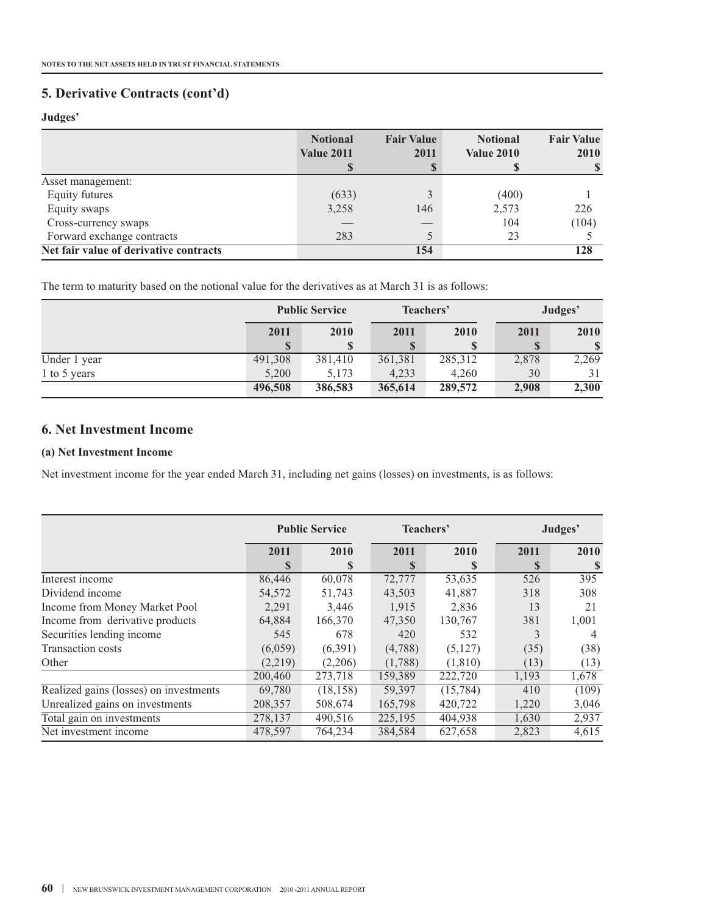## 5. Derivative Contracts (cont'd)

### Judges'

| | Notional Value 2011 $ | Fair Value 2011 $ | Notional Value 2010 $ | Fair Value 2010 $ |
|---|---|---|---|---|
| Asset management: | | | | |
| Equity futures | (633) | 3 | (400) | 1 |
| Equity swaps | 3,258 | 146 | 2,573 | 226 |
| Cross-currency swaps | — | — | 104 | (104) |
| Forward exchange contracts | 283 | 5 | 23 | 5 |
| **Net fair value of derivative contracts** | | **154** | | **128** |

The term to maturity based on the notional value for the derivatives as at March 31 is as follows:

| | Public Service | | Teachers' | | Judges' | |
|---|---|---|---|---|---|---|
| | 2011 $ | 2010 $ | 2011 $ | 2010 $ | 2011 $ | 2010 $ |
| Under 1 year | 491,308 | 381,410 | 361,381 | 285,312 | 2,878 | 2,269 |
| 1 to 5 years | 5,200 | 5,173 | 4,233 | 4,260 | 30 | 31 |
| | **496,508** | **386,583** | **365,614** | **289,572** | **2,908** | **2,300** |

## 6. Net Investment Income

### (a) Net Investment Income

Net investment income for the year ended March 31, including net gains (losses) on investments, is as follows:

| | Public Service | | Teachers' | | Judges' | |
|---|---|---|---|---|---|---|
| | 2011 $ | 2010 $ | 2011 $ | 2010 $ | 2011 $ | 2010 $ |
| Interest income | 86,446 | 60,078 | 72,777 | 53,635 | 526 | 395 |
| Dividend income | 54,572 | 51,743 | 43,503 | 41,887 | 318 | 308 |
| Income from Money Market Pool | 2,291 | 3,446 | 1,915 | 2,836 | 13 | 21 |
| Income from derivative products | 64,884 | 166,370 | 47,350 | 130,767 | 381 | 1,001 |
| Securities lending income | 545 | 678 | 420 | 532 | 3 | 4 |
| Transaction costs | (6,059) | (6,391) | (4,788) | (5,127) | (35) | (38) |
| Other | (2,219) | (2,206) | (1,788) | (1,810) | (13) | (13) |
| | 200,460 | 273,718 | 159,389 | 222,720 | 1,193 | 1,678 |
| Realized gains (losses) on investments | 69,780 | (18,158) | 59,397 | (15,784) | 410 | (109) |
| Unrealized gains on investments | 208,357 | 508,674 | 165,798 | 420,722 | 1,220 | 3,046 |
| Total gain on investments | 278,137 | 490,516 | 225,195 | 404,938 | 1,630 | 2,937 |
| Net investment income | 478,597 | 764,234 | 384,584 | 627,658 | 2,823 | 4,615 |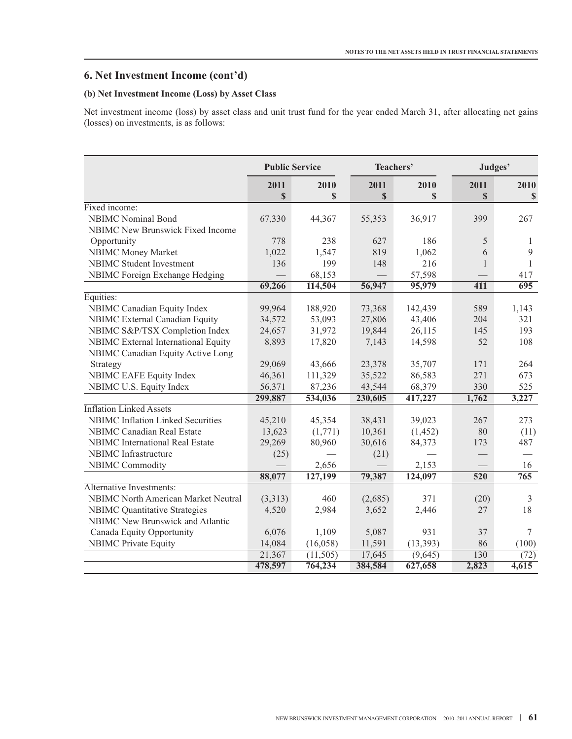## 6. Net Investment Income (cont'd)

### (b) Net Investment Income (Loss) by Asset Class

Net investment income (loss) by asset class and unit trust fund for the year ended March 31, after allocating net gains (losses) on investments, is as follows:

| | Public Service | | Teachers' | | Judges' | |
|---|---|---|---|---|---|---|
| | 2011 $ | 2010 $ | 2011 $ | 2010 $ | 2011 $ | 2010 $ |
| Fixed income: | | | | | | |
| NBIMC Nominal Bond | 67,330 | 44,367 | 55,353 | 36,917 | 399 | 267 |
| NBIMC New Brunswick Fixed Income Opportunity | 778 | 238 | 627 | 186 | 5 | 1 |
| NBIMC Money Market | 1,022 | 1,547 | 819 | 1,062 | 6 | 9 |
| NBIMC Student Investment | 136 | 199 | 148 | 216 | 1 | 1 |
| NBIMC Foreign Exchange Hedging | — | 68,153 | — | 57,598 | — | 417 |
| | **69,266** | **114,504** | **56,947** | **95,979** | **411** | **695** |
| Equities: | | | | | | |
| NBIMC Canadian Equity Index | 99,964 | 188,920 | 73,368 | 142,439 | 589 | 1,143 |
| NBIMC External Canadian Equity | 34,572 | 53,093 | 27,806 | 43,406 | 204 | 321 |
| NBIMC S&P/TSX Completion Index | 24,657 | 31,972 | 19,844 | 26,115 | 145 | 193 |
| NBIMC External International Equity | 8,893 | 17,820 | 7,143 | 14,598 | 52 | 108 |
| NBIMC Canadian Equity Active Long Strategy | 29,069 | 43,666 | 23,378 | 35,707 | 171 | 264 |
| NBIMC EAFE Equity Index | 46,361 | 111,329 | 35,522 | 86,583 | 271 | 673 |
| NBIMC U.S. Equity Index | 56,371 | 87,236 | 43,544 | 68,379 | 330 | 525 |
| | **299,887** | **534,036** | **230,605** | **417,227** | **1,762** | **3,227** |
| Inflation Linked Assets | | | | | | |
| NBIMC Inflation Linked Securities | 45,210 | 45,354 | 38,431 | 39,023 | 267 | 273 |
| NBIMC Canadian Real Estate | 13,623 | (1,771) | 10,361 | (1,452) | 80 | (11) |
| NBIMC International Real Estate | 29,269 | 80,960 | 30,616 | 84,373 | 173 | 487 |
| NBIMC Infrastructure | (25) | — | (21) | — | — | — |
| NBIMC Commodity | — | 2,656 | — | 2,153 | — | 16 |
| | **88,077** | **127,199** | **79,387** | **124,097** | **520** | **765** |
| Alternative Investments: | | | | | | |
| NBIMC North American Market Neutral | (3,313) | 460 | (2,685) | 371 | (20) | 3 |
| NBIMC Quantitative Strategies | 4,520 | 2,984 | 3,652 | 2,446 | 27 | 18 |
| NBIMC New Brunswick and Atlantic Canada Equity Opportunity | 6,076 | 1,109 | 5,087 | 931 | 37 | 7 |
| NBIMC Private Equity | 14,084 | (16,058) | 11,591 | (13,393) | 86 | (100) |
| | 21,367 | (11,505) | 17,645 | (9,645) | 130 | (72) |
| | **478,597** | **764,234** | **384,584** | **627,658** | **2,823** | **4,615** |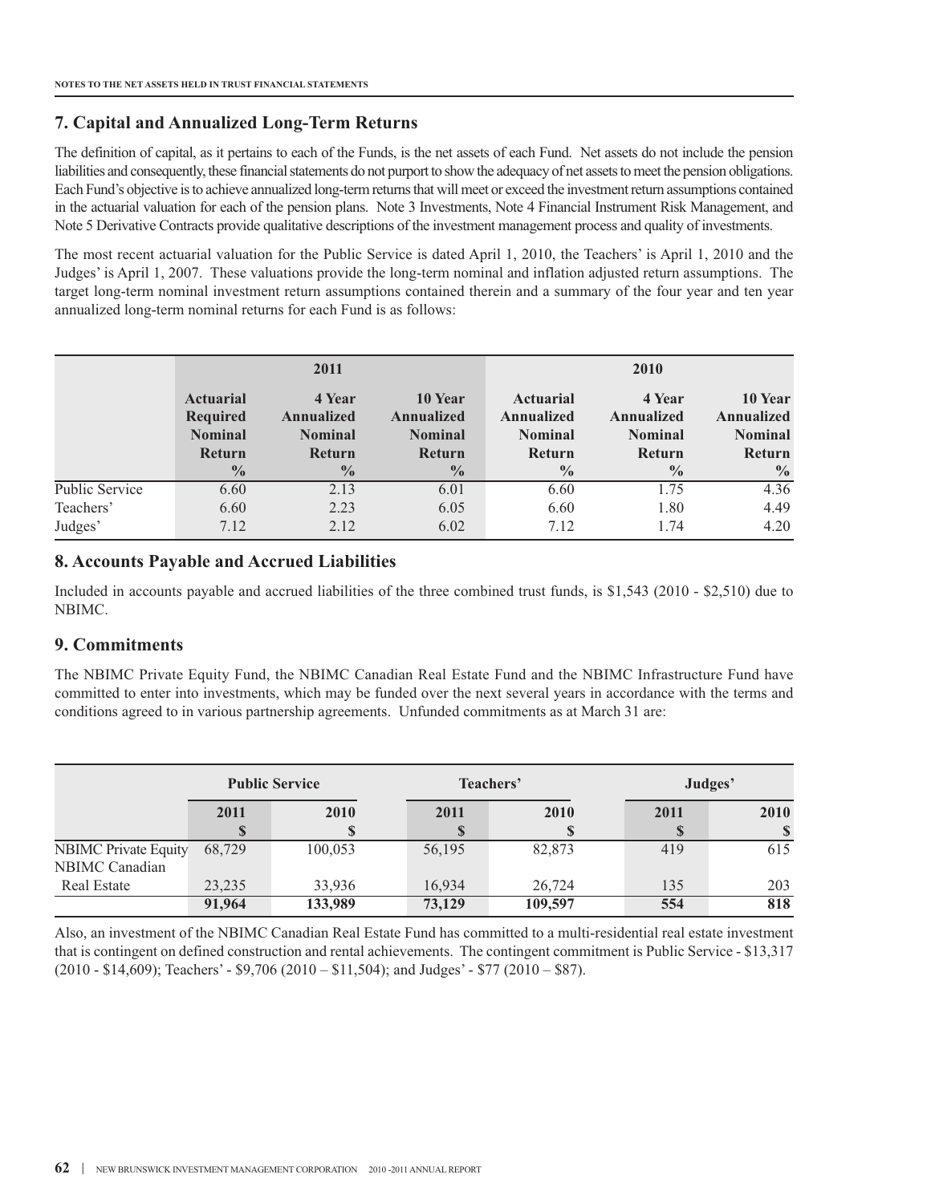## 7. Capital and Annualized Long-Term Returns

The definition of capital, as it pertains to each of the Funds, is the net assets of each Fund. Net assets do not include the pension liabilities and consequently, these financial statements do not purport to show the adequacy of net assets to meet the pension obligations. Each Fund's objective is to achieve annualized long-term returns that will meet or exceed the investment return assumptions contained in the actuarial valuation for each of the pension plans. Note 3 Investments, Note 4 Financial Instrument Risk Management, and Note 5 Derivative Contracts provide qualitative descriptions of the investment management process and quality of investments.

The most recent actuarial valuation for the Public Service is dated April 1, 2010, the Teachers' is April 1, 2010 and the Judges' is April 1, 2007. These valuations provide the long-term nominal and inflation adjusted return assumptions. The target long-term nominal investment return assumptions contained therein and a summary of the four year and ten year annualized long-term nominal returns for each Fund is as follows:

| | 2011 | | | 2010 | | |
|---|---|---|---|---|---|---|
| | Actuarial Required Nominal Return % | 4 Year Annualized Nominal Return % | 10 Year Annualized Nominal Return % | Actuarial Annualized Nominal Return % | 4 Year Annualized Nominal Return % | 10 Year Annualized Nominal Return % |
| Public Service | 6.60 | 2.13 | 6.01 | 6.60 | 1.75 | 4.36 |
| Teachers' | 6.60 | 2.23 | 6.05 | 6.60 | 1.80 | 4.49 |
| Judges' | 7.12 | 2.12 | 6.02 | 7.12 | 1.74 | 4.20 |

## 8. Accounts Payable and Accrued Liabilities

Included in accounts payable and accrued liabilities of the three combined trust funds, is $1,543 (2010 - $2,510) due to NBIMC.

## 9. Commitments

The NBIMC Private Equity Fund, the NBIMC Canadian Real Estate Fund and the NBIMC Infrastructure Fund have committed to enter into investments, which may be funded over the next several years in accordance with the terms and conditions agreed to in various partnership agreements. Unfunded commitments as at March 31 are:

| | Public Service | | Teachers' | | Judges' | |
|---|---|---|---|---|---|---|
| | 2011 $ | 2010 $ | 2011 $ | 2010 $ | 2011 $ | 2010 $ |
| NBIMC Private Equity | 68,729 | 100,053 | 56,195 | 82,873 | 419 | 615 |
| NBIMC Canadian Real Estate | 23,235 | 33,936 | 16,934 | 26,724 | 135 | 203 |
| | **91,964** | **133,989** | **73,129** | **109,597** | **554** | **818** |

Also, an investment of the NBIMC Canadian Real Estate Fund has committed to a multi-residential real estate investment that is contingent on defined construction and rental achievements. The contingent commitment is Public Service - $13,317 (2010 - $14,609); Teachers' - $9,706 (2010 – $11,504); and Judges' - $77 (2010 – $87).